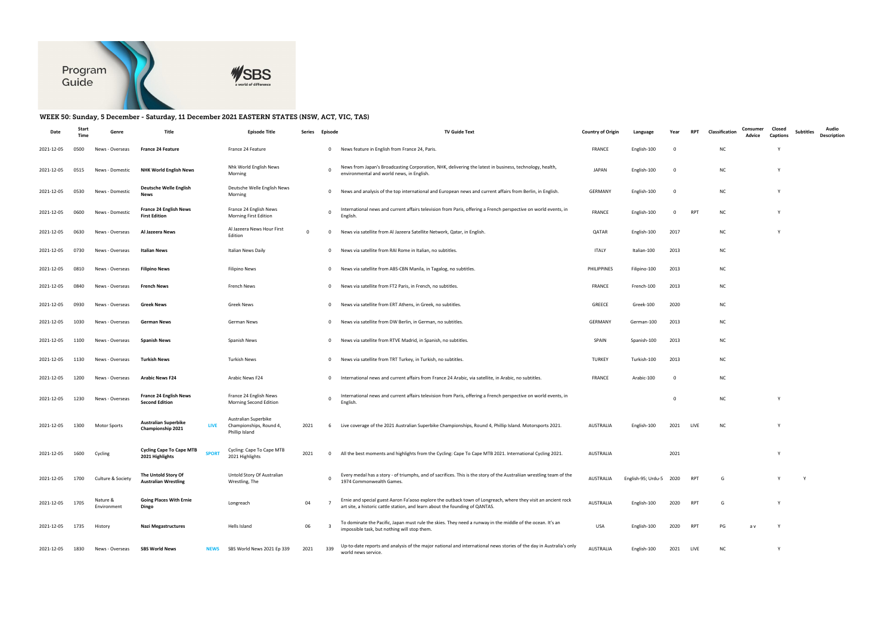Program Guide

SBS a world of difference

## WEEK 50: Sunday, 5 December - Saturday, 11 December 2021 EASTERN STATES (NSW, ACT, VIC, TAS)

| Date | Start Time | Genre | Title | | Episode Title | Series | Episode | TV Guide Text | Country of Origin | Language | Year | RPT | Classification | Consumer Advice | Closed Captions | Subtitles | Audio Description |
|---|---|---|---|---|---|---|---|---|---|---|---|---|---|---|---|---|---|
| 2021-12-05 | 0500 | News - Overseas | **France 24 Feature** | | France 24 Feature | | 0 | News feature in English from France 24, Paris. | FRANCE | English-100 | 0 | | NC | | Y | | |
| 2021-12-05 | 0515 | News - Domestic | **NHK World English News** | | Nhk World English News Morning | | 0 | News from Japan's Broadcasting Corporation, NHK, delivering the latest in business, technology, health, environmental and world news, in English. | JAPAN | English-100 | 0 | | NC | | Y | | |
| 2021-12-05 | 0530 | News - Domestic | **Deutsche Welle English News** | | Deutsche Welle English News Morning | | 0 | News and analysis of the top international and European news and current affairs from Berlin, in English. | GERMANY | English-100 | 0 | | NC | | Y | | |
| 2021-12-05 | 0600 | News - Domestic | **France 24 English News First Edition** | | France 24 English News Morning First Edition | | 0 | International news and current affairs television from Paris, offering a French perspective on world events, in English. | FRANCE | English-100 | 0 | RPT | NC | | Y | | |
| 2021-12-05 | 0630 | News - Overseas | **Al Jazeera News** | | Al Jazeera News Hour First Edition | 0 | 0 | News via satellite from Al Jazeera Satellite Network, Qatar, in English. | QATAR | English-100 | 2017 | | NC | | Y | | |
| 2021-12-05 | 0730 | News - Overseas | **Italian News** | | Italian News Daily | | 0 | News via satellite from RAI Rome in Italian, no subtitles. | ITALY | Italian-100 | 2013 | | NC | | | | |
| 2021-12-05 | 0810 | News - Overseas | **Filipino News** | | Filipino News | | 0 | News via satellite from ABS-CBN Manila, in Tagalog, no subtitles. | PHILIPPINES | Filipino-100 | 2013 | | NC | | | | |
| 2021-12-05 | 0840 | News - Overseas | **French News** | | French News | | 0 | News via satellite from FT2 Paris, in French, no subtitles. | FRANCE | French-100 | 2013 | | NC | | | | |
| 2021-12-05 | 0930 | News - Overseas | **Greek News** | | Greek News | | 0 | News via satellite from ERT Athens, in Greek, no subtitles. | GREECE | Greek-100 | 2020 | | NC | | | | |
| 2021-12-05 | 1030 | News - Overseas | **German News** | | German News | | 0 | News via satellite from DW Berlin, in German, no subtitles. | GERMANY | German-100 | 2013 | | NC | | | | |
| 2021-12-05 | 1100 | News - Overseas | **Spanish News** | | Spanish News | | 0 | News via satellite from RTVE Madrid, in Spanish, no subtitles. | SPAIN | Spanish-100 | 2013 | | NC | | | | |
| 2021-12-05 | 1130 | News - Overseas | **Turkish News** | | Turkish News | | 0 | News via satellite from TRT Turkey, in Turkish, no subtitles. | TURKEY | Turkish-100 | 2013 | | NC | | | | |
| 2021-12-05 | 1200 | News - Overseas | **Arabic News F24** | | Arabic News F24 | | 0 | International news and current affairs from France 24 Arabic, via satellite, in Arabic, no subtitles. | FRANCE | Arabic-100 | 0 | | NC | | | | |
| 2021-12-05 | 1230 | News - Overseas | **France 24 English News Second Edition** | | France 24 English News Morning Second Edition | | 0 | International news and current affairs television from Paris, offering a French perspective on world events, in English. | | | 0 | | NC | | Y | | |
| 2021-12-05 | 1300 | Motor Sports | **Australian Superbike Championship 2021** | LIVE | Australian Superbike Championships, Round 4, Phillip Island | 2021 | 6 | Live coverage of the 2021 Australian Superbike Championships, Round 4, Phillip Island. Motorsports 2021. | AUSTRALIA | English-100 | 2021 | LIVE | NC | | Y | | |
| 2021-12-05 | 1600 | Cycling | **Cycling Cape To Cape MTB 2021 Highlights** | SPORT | Cycling: Cape To Cape MTB 2021 Highlights | 2021 | 0 | All the best moments and highlights from the Cycling: Cape To Cape MTB 2021. International Cycling 2021. | AUSTRALIA | | 2021 | | | | Y | | |
| 2021-12-05 | 1700 | Culture & Society | **The Untold Story Of Australian Wrestling** | | Untold Story Of Australian Wrestling, The | | 0 | Every medal has a story - of triumphs, and of sacrifices. This is the story of the Australiian wrestling team of the 1974 Commonwealth Games. | AUSTRALIA | English-95; Urdu-5 | 2020 | RPT | G | | Y | Y | |
| 2021-12-05 | 1705 | Nature & Environment | **Going Places With Ernie Dingo** | | Longreach | 04 | 7 | Ernie and special guest Aaron Fa'aoso explore the outback town of Longreach, where they visit an ancient rock art site, a historic cattle station, and learn about the founding of QANTAS. | AUSTRALIA | English-100 | 2020 | RPT | G | | Y | | |
| 2021-12-05 | 1735 | History | **Nazi Megastructures** | | Hells Island | 06 | 3 | To dominate the Pacific, Japan must rule the skies. They need a runway in the middle of the ocean. It's an impossible task, but nothing will stop them. | USA | English-100 | 2020 | RPT | PG | a v | Y | | |
| 2021-12-05 | 1830 | News - Overseas | **SBS World News** | NEWS | SBS World News 2021 Ep 339 | 2021 | 339 | Up-to-date reports and analysis of the major national and international news stories of the day in Australia's only world news service. | AUSTRALIA | English-100 | 2021 | LIVE | NC | | Y | | |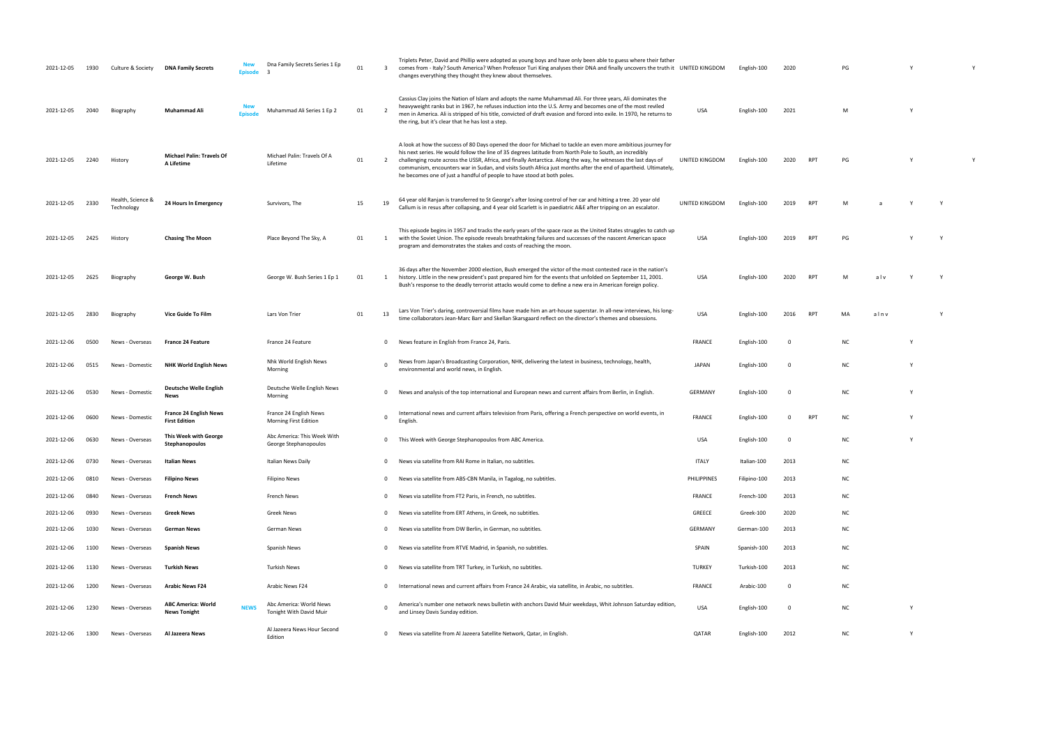| | | | | | | | | | | | | | | | | | | |
|---|---|---|---|---|---|---|---|---|---|---|---|---|---|---|---|---|---|---|
| 2021-12-05 | 1930 | Culture & Society | **DNA Family Secrets** | New Episode | Dna Family Secrets Series 1 Ep 3 | 01 | 3 | Triplets Peter, David and Phillip were adopted as young boys and have only been able to guess where their father comes from - Italy? South America? When Professor Turi King analyses their DNA and finally uncovers the truth it changes everything they thought they knew about themselves. | UNITED KINGDOM | English-100 | 2020 | | PG | | Y | | Y |
| 2021-12-05 | 2040 | Biography | **Muhammad Ali** | New Episode | Muhammad Ali Series 1 Ep 2 | 01 | 2 | Cassius Clay joins the Nation of Islam and adopts the name Muhammad Ali. For three years, Ali dominates the heavyweight ranks but in 1967, he refuses induction into the U.S. Army and becomes one of the most reviled men in America. Ali is stripped of his title, convicted of draft evasion and forced into exile. In 1970, he returns to the ring, but it's clear that he has lost a step. | USA | English-100 | 2021 | | M | | Y | | |
| 2021-12-05 | 2240 | History | **Michael Palin: Travels Of A Lifetime** | | Michael Palin: Travels Of A Lifetime | 01 | 2 | A look at how the success of 80 Days opened the door for Michael to tackle an even more ambitious journey for his next series. He would follow the line of 35 degrees latitude from North Pole to South, an incredibly challenging route across the USSR, Africa, and finally Antarctica. Along the way, he witnesses the last days of communism, encounters war in Sudan, and visits South Africa just months after the end of apartheid. Ultimately, he becomes one of just a handful of people to have stood at both poles. | UNITED KINGDOM | English-100 | 2020 | RPT | PG | | Y | | Y |
| 2021-12-05 | 2330 | Health, Science & Technology | **24 Hours In Emergency** | | Survivors, The | 15 | 19 | 64 year old Ranjan is transferred to St George's after losing control of her car and hitting a tree. 20 year old Callum is in resus after collapsing, and 4 year old Scarlett is in paediatric A&E after tripping on an escalator. | UNITED KINGDOM | English-100 | 2019 | RPT | M | a | Y | Y | |
| 2021-12-05 | 2425 | History | **Chasing The Moon** | | Place Beyond The Sky, A | 01 | 1 | This episode begins in 1957 and tracks the early years of the space race as the United States struggles to catch up with the Soviet Union. The episode reveals breathtaking failures and successes of the nascent American space program and demonstrates the stakes and costs of reaching the moon. | USA | English-100 | 2019 | RPT | PG | | Y | Y | |
| 2021-12-05 | 2625 | Biography | **George W. Bush** | | George W. Bush Series 1 Ep 1 | 01 | 1 | 36 days after the November 2000 election, Bush emerged the victor of the most contested race in the nation's history. Little in the new president's past prepared him for the events that unfolded on September 11, 2001. Bush's response to the deadly terrorist attacks would come to define a new era in American foreign policy. | USA | English-100 | 2020 | RPT | M | a l v | Y | Y | |
| 2021-12-05 | 2830 | Biography | **Vice Guide To Film** | | Lars Von Trier | 01 | 13 | Lars Von Trier's daring, controversial films have made him an art-house superstar. In all-new interviews, his long-time collaborators Jean-Marc Barr and Skellan Skarsgaard reflect on the director's themes and obsessions. | USA | English-100 | 2016 | RPT | MA | a l n v | | Y | |
| 2021-12-06 | 0500 | News - Overseas | **France 24 Feature** | | France 24 Feature | | 0 | News feature in English from France 24, Paris. | FRANCE | English-100 | 0 | | NC | | Y | | |
| 2021-12-06 | 0515 | News - Domestic | **NHK World English News** | | Nhk World English News Morning | | 0 | News from Japan's Broadcasting Corporation, NHK, delivering the latest in business, technology, health, environmental and world news, in English. | JAPAN | English-100 | 0 | | NC | | Y | | |
| 2021-12-06 | 0530 | News - Domestic | **Deutsche Welle English News** | | Deutsche Welle English News Morning | | 0 | News and analysis of the top international and European news and current affairs from Berlin, in English. | GERMANY | English-100 | 0 | | NC | | Y | | |
| 2021-12-06 | 0600 | News - Domestic | **France 24 English News First Edition** | | France 24 English News Morning First Edition | | 0 | International news and current affairs television from Paris, offering a French perspective on world events, in English. | FRANCE | English-100 | 0 | RPT | NC | | Y | | |
| 2021-12-06 | 0630 | News - Overseas | **This Week with George Stephanopoulos** | | Abc America: This Week With George Stephanopoulos | | 0 | This Week with George Stephanopoulos from ABC America. | USA | English-100 | 0 | | NC | | Y | | |
| 2021-12-06 | 0730 | News - Overseas | **Italian News** | | Italian News Daily | | 0 | News via satellite from RAI Rome in Italian, no subtitles. | ITALY | Italian-100 | 2013 | | NC | | | | |
| 2021-12-06 | 0810 | News - Overseas | **Filipino News** | | Filipino News | | 0 | News via satellite from ABS-CBN Manila, in Tagalog, no subtitles. | PHILIPPINES | Filipino-100 | 2013 | | NC | | | | |
| 2021-12-06 | 0840 | News - Overseas | **French News** | | French News | | 0 | News via satellite from FT2 Paris, in French, no subtitles. | FRANCE | French-100 | 2013 | | NC | | | | |
| 2021-12-06 | 0930 | News - Overseas | **Greek News** | | Greek News | | 0 | News via satellite from ERT Athens, in Greek, no subtitles. | GREECE | Greek-100 | 2020 | | NC | | | | |
| 2021-12-06 | 1030 | News - Overseas | **German News** | | German News | | 0 | News via satellite from DW Berlin, in German, no subtitles. | GERMANY | German-100 | 2013 | | NC | | | | |
| 2021-12-06 | 1100 | News - Overseas | **Spanish News** | | Spanish News | | 0 | News via satellite from RTVE Madrid, in Spanish, no subtitles. | SPAIN | Spanish-100 | 2013 | | NC | | | | |
| 2021-12-06 | 1130 | News - Overseas | **Turkish News** | | Turkish News | | 0 | News via satellite from TRT Turkey, in Turkish, no subtitles. | TURKEY | Turkish-100 | 2013 | | NC | | | | |
| 2021-12-06 | 1200 | News - Overseas | **Arabic News F24** | | Arabic News F24 | | 0 | International news and current affairs from France 24 Arabic, via satellite, in Arabic, no subtitles. | FRANCE | Arabic-100 | 0 | | NC | | | | |
| 2021-12-06 | 1230 | News - Overseas | **ABC America: World News Tonight** | NEWS | Abc America: World News Tonight With David Muir | | 0 | America's number one network news bulletin with anchors David Muir weekdays, Whit Johnson Saturday edition, and Linsey Davis Sunday edition. | USA | English-100 | 0 | | NC | | Y | | |
| 2021-12-06 | 1300 | News - Overseas | **Al Jazeera News** | | Al Jazeera News Hour Second Edition | | 0 | News via satellite from Al Jazeera Satellite Network, Qatar, in English. | QATAR | English-100 | 2012 | | NC | | Y | | |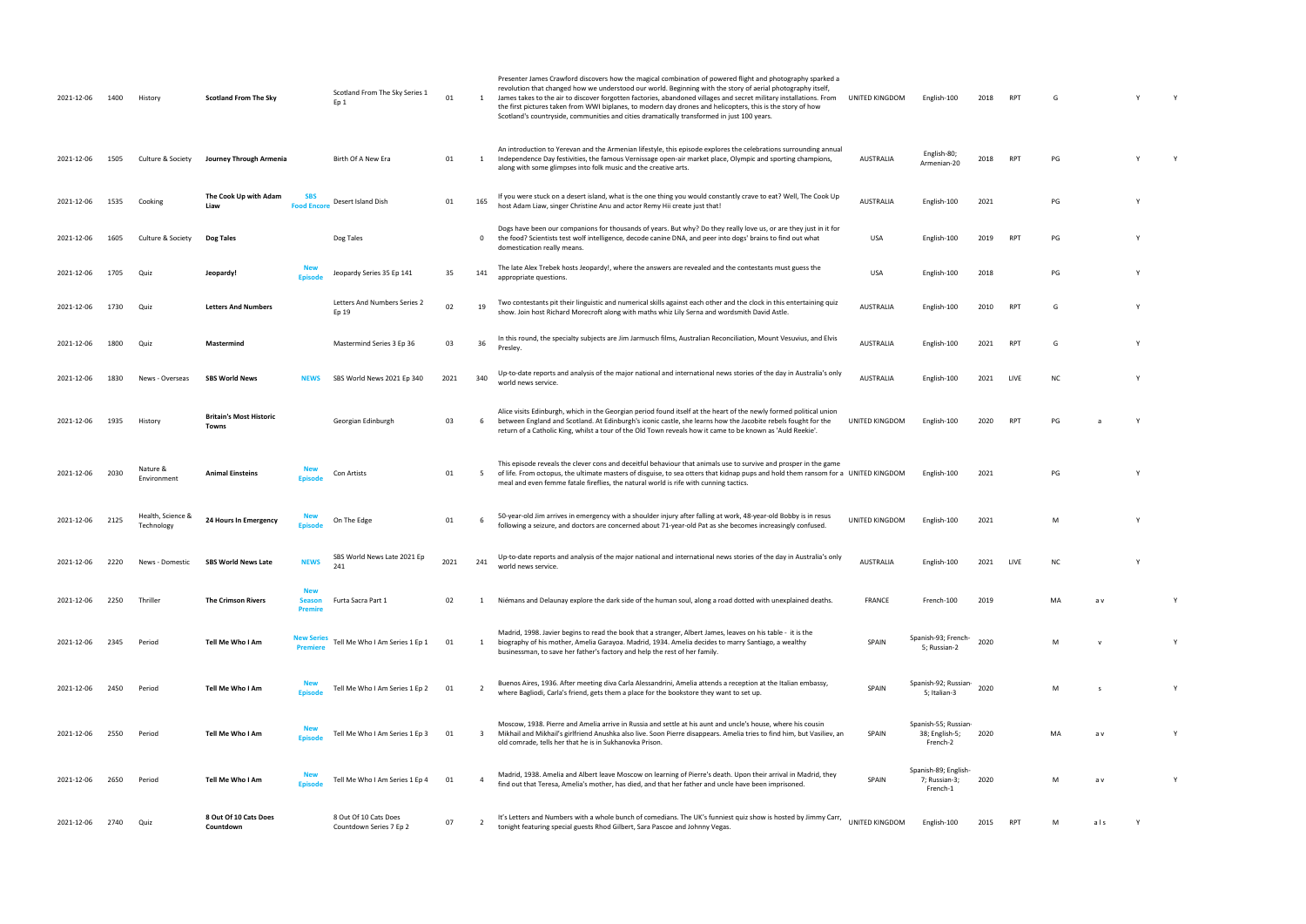| | | | | | | | | | | | | | | | | |
|---|---|---|---|---|---|---|---|---|---|---|---|---|---|---|---|---|
| 2021-12-06 | 1400 | History | **Scotland From The Sky** | | Scotland From The Sky Series 1 Ep 1 | 01 | 1 | Presenter James Crawford discovers how the magical combination of powered flight and photography sparked a revolution that changed how we understood our world. Beginning with the story of aerial photography itself, James takes to the air to discover forgotten factories, abandoned villages and secret military installations. From the first pictures taken from WWI biplanes, to modern day drones and helicopters, this is the story of how Scotland's countryside, communities and cities dramatically transformed in just 100 years. | UNITED KINGDOM | English-100 | 2018 | RPT | G | | Y | Y |
| 2021-12-06 | 1505 | Culture & Society | **Journey Through Armenia** | | Birth Of A New Era | 01 | 1 | An introduction to Yerevan and the Armenian lifestyle, this episode explores the celebrations surrounding annual Independence Day festivities, the famous Vernissage open-air market place, Olympic and sporting champions, along with some glimpses into folk music and the creative arts. | AUSTRALIA | English-80; Armenian-20 | 2018 | RPT | PG | | Y | Y |
| 2021-12-06 | 1535 | Cooking | **The Cook Up with Adam Liaw** | SBS Food Encore | Desert Island Dish | 01 | 165 | If you were stuck on a desert island, what is the one thing you would constantly crave to eat? Well, The Cook Up host Adam Liaw, singer Christine Anu and actor Remy Hii create just that! | AUSTRALIA | English-100 | 2021 | | PG | | Y | |
| 2021-12-06 | 1605 | Culture & Society | **Dog Tales** | | Dog Tales | | 0 | Dogs have been our companions for thousands of years. But why? Do they really love us, or are they just in it for the food? Scientists test wolf intelligence, decode canine DNA, and peer into dogs' brains to find out what domestication really means. | USA | English-100 | 2019 | RPT | PG | | Y | |
| 2021-12-06 | 1705 | Quiz | **Jeopardy!** | New Episode | Jeopardy Series 35 Ep 141 | 35 | 141 | The late Alex Trebek hosts Jeopardy!, where the answers are revealed and the contestants must guess the appropriate questions. | USA | English-100 | 2018 | | PG | | Y | |
| 2021-12-06 | 1730 | Quiz | **Letters And Numbers** | | Letters And Numbers Series 2 Ep 19 | 02 | 19 | Two contestants pit their linguistic and numerical skills against each other and the clock in this entertaining quiz show. Join host Richard Morecroft along with maths whiz Lily Serna and wordsmith David Astle. | AUSTRALIA | English-100 | 2010 | RPT | G | | Y | |
| 2021-12-06 | 1800 | Quiz | **Mastermind** | | Mastermind Series 3 Ep 36 | 03 | 36 | In this round, the specialty subjects are Jim Jarmusch films, Australian Reconciliation, Mount Vesuvius, and Elvis Presley. | AUSTRALIA | English-100 | 2021 | RPT | G | | Y | |
| 2021-12-06 | 1830 | News - Overseas | **SBS World News** | NEWS | SBS World News 2021 Ep 340 | 2021 | 340 | Up-to-date reports and analysis of the major national and international news stories of the day in Australia's only world news service. | AUSTRALIA | English-100 | 2021 | LIVE | NC | | Y | |
| 2021-12-06 | 1935 | History | **Britain's Most Historic Towns** | | Georgian Edinburgh | 03 | 6 | Alice visits Edinburgh, which in the Georgian period found itself at the heart of the newly formed political union between England and Scotland. At Edinburgh's iconic castle, she learns how the Jacobite rebels fought for the return of a Catholic King, whilst a tour of the Old Town reveals how it came to be known as 'Auld Reekie'. | UNITED KINGDOM | English-100 | 2020 | RPT | PG | a | Y | |
| 2021-12-06 | 2030 | Nature & Environment | **Animal Einsteins** | New Episode | Con Artists | 01 | 5 | This episode reveals the clever cons and deceitful behaviour that animals use to survive and prosper in the game of life. From octopus, the ultimate masters of disguise, to sea otters that kidnap pups and hold them ransom for a meal and even femme fatale fireflies, the natural world is rife with cunning tactics. | UNITED KINGDOM | English-100 | 2021 | | PG | | Y | |
| 2021-12-06 | 2125 | Health, Science & Technology | **24 Hours In Emergency** | New Episode | On The Edge | 01 | 6 | 50-year-old Jim arrives in emergency with a shoulder injury after falling at work, 48-year-old Bobby is in resus following a seizure, and doctors are concerned about 71-year-old Pat as she becomes increasingly confused. | UNITED KINGDOM | English-100 | 2021 | | M | | Y | |
| 2021-12-06 | 2220 | News - Domestic | **SBS World News Late** | NEWS | SBS World News Late 2021 Ep 241 | 2021 | 241 | Up-to-date reports and analysis of the major national and international news stories of the day in Australia's only world news service. | AUSTRALIA | English-100 | 2021 | LIVE | NC | | Y | |
| 2021-12-06 | 2250 | Thriller | **The Crimson Rivers** | New Season Premire | Furta Sacra Part 1 | 02 | 1 | Niémans and Delaunay explore the dark side of the human soul, along a road dotted with unexplained deaths. | FRANCE | French-100 | 2019 | | MA | a v | | Y |
| 2021-12-06 | 2345 | Period | **Tell Me Who I Am** | New Series Premiere | Tell Me Who I Am Series 1 Ep 1 | 01 | 1 | Madrid, 1998. Javier begins to read the book that a stranger, Albert James, leaves on his table - it is the biography of his mother, Amelia Garayoa. Madrid, 1934. Amelia decides to marry Santiago, a wealthy businessman, to save her father's factory and help the rest of her family. | SPAIN | Spanish-93; French-5; Russian-2 | 2020 | | M | v | | Y |
| 2021-12-06 | 2450 | Period | **Tell Me Who I Am** | New Episode | Tell Me Who I Am Series 1 Ep 2 | 01 | 2 | Buenos Aires, 1936. After meeting diva Carla Alessandrini, Amelia attends a reception at the Italian embassy, where Bagliodi, Carla's friend, gets them a place for the bookstore they want to set up. | SPAIN | Spanish-92; Russian-5; Italian-3 | 2020 | | M | s | | Y |
| 2021-12-06 | 2550 | Period | **Tell Me Who I Am** | New Episode | Tell Me Who I Am Series 1 Ep 3 | 01 | 3 | Moscow, 1938. Pierre and Amelia arrive in Russia and settle at his aunt and uncle's house, where his cousin Mikhail and Mikhail's girlfriend Anushka also live. Soon Pierre disappears. Amelia tries to find him, but Vasiliev, an old comrade, tells her that he is in Sukhanovka Prison. | SPAIN | Spanish-55; Russian-38; English-5; French-2 | 2020 | | MA | a v | | Y |
| 2021-12-06 | 2650 | Period | **Tell Me Who I Am** | New Episode | Tell Me Who I Am Series 1 Ep 4 | 01 | 4 | Madrid, 1938. Amelia and Albert leave Moscow on learning of Pierre's death. Upon their arrival in Madrid, they find out that Teresa, Amelia's mother, has died, and that her father and uncle have been imprisoned. | SPAIN | Spanish-89; English-7; Russian-3; French-1 | 2020 | | M | a v | | Y |
| 2021-12-06 | 2740 | Quiz | **8 Out Of 10 Cats Does Countdown** | | 8 Out Of 10 Cats Does Countdown Series 7 Ep 2 | 07 | 2 | It's Letters and Numbers with a whole bunch of comedians. The UK's funniest quiz show is hosted by Jimmy Carr, tonight featuring special guests Rhod Gilbert, Sara Pascoe and Johnny Vegas. | UNITED KINGDOM | English-100 | 2015 | RPT | M | a l s | Y | |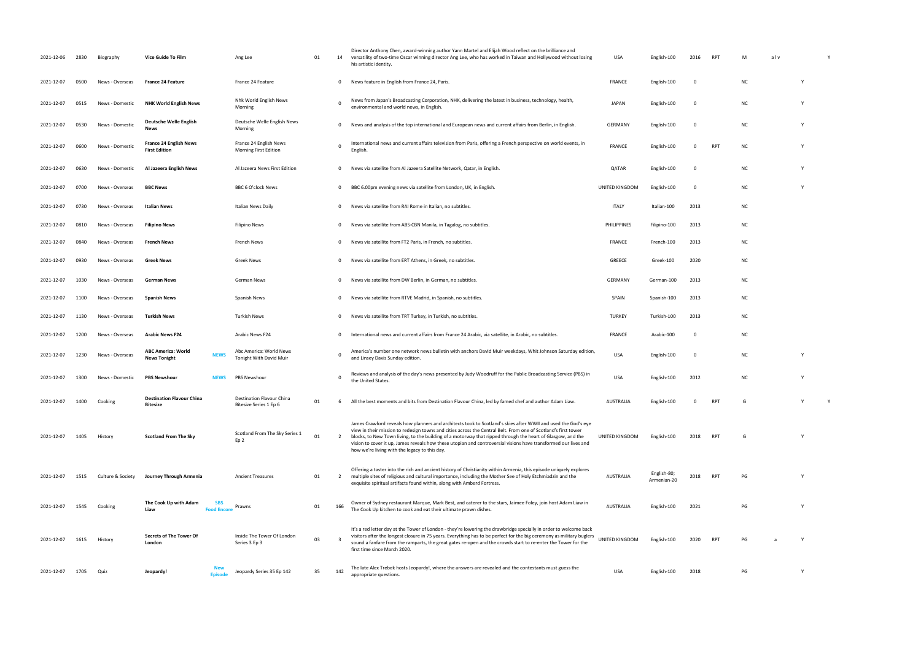| 2021-12-06 | 2830 | Biography | Vice Guide To Film | | Ang Lee | 01 | 14 | Director Anthony Chen, award-winning author Yann Martel and Elijah Wood reflect on the brilliance and versatility of two-time Oscar winning director Ang Lee, who has worked in Taiwan and Hollywood without losing his artistic identity. | USA | English-100 | 2016 | RPT | M | a l v | | Y |
|---|---|---|---|---|---|---|---|---|---|---|---|---|---|---|---|---|
| 2021-12-07 | 0500 | News - Overseas | France 24 Feature | | France 24 Feature | | 0 | News feature in English from France 24, Paris. | FRANCE | English-100 | 0 | | NC | | Y | |
| 2021-12-07 | 0515 | News - Domestic | NHK World English News | | Nhk World English News Morning | | 0 | News from Japan's Broadcasting Corporation, NHK, delivering the latest in business, technology, health, environmental and world news, in English. | JAPAN | English-100 | 0 | | NC | | Y | |
| 2021-12-07 | 0530 | News - Domestic | Deutsche Welle English News | | Deutsche Welle English News Morning | | 0 | News and analysis of the top international and European news and current affairs from Berlin, in English. | GERMANY | English-100 | 0 | | NC | | Y | |
| 2021-12-07 | 0600 | News - Domestic | France 24 English News First Edition | | France 24 English News Morning First Edition | | 0 | International news and current affairs television from Paris, offering a French perspective on world events, in English. | FRANCE | English-100 | 0 | RPT | NC | | Y | |
| 2021-12-07 | 0630 | News - Domestic | Al Jazeera English News | | Al Jazeera News First Edition | | 0 | News via satellite from Al Jazeera Satellite Network, Qatar, in English. | QATAR | English-100 | 0 | | NC | | Y | |
| 2021-12-07 | 0700 | News - Overseas | BBC News | | BBC 6 O'clock News | | 0 | BBC 6.00pm evening news via satellite from London, UK, in English. | UNITED KINGDOM | English-100 | 0 | | NC | | Y | |
| 2021-12-07 | 0730 | News - Overseas | Italian News | | Italian News Daily | | 0 | News via satellite from RAI Rome in Italian, no subtitles. | ITALY | Italian-100 | 2013 | | NC | | | |
| 2021-12-07 | 0810 | News - Overseas | Filipino News | | Filipino News | | 0 | News via satellite from ABS-CBN Manila, in Tagalog, no subtitles. | PHILIPPINES | Filipino-100 | 2013 | | NC | | | |
| 2021-12-07 | 0840 | News - Overseas | French News | | French News | | 0 | News via satellite from FT2 Paris, in French, no subtitles. | FRANCE | French-100 | 2013 | | NC | | | |
| 2021-12-07 | 0930 | News - Overseas | Greek News | | Greek News | | 0 | News via satellite from ERT Athens, in Greek, no subtitles. | GREECE | Greek-100 | 2020 | | NC | | | |
| 2021-12-07 | 1030 | News - Overseas | German News | | German News | | 0 | News via satellite from DW Berlin, in German, no subtitles. | GERMANY | German-100 | 2013 | | NC | | | |
| 2021-12-07 | 1100 | News - Overseas | Spanish News | | Spanish News | | 0 | News via satellite from RTVE Madrid, in Spanish, no subtitles. | SPAIN | Spanish-100 | 2013 | | NC | | | |
| 2021-12-07 | 1130 | News - Overseas | Turkish News | | Turkish News | | 0 | News via satellite from TRT Turkey, in Turkish, no subtitles. | TURKEY | Turkish-100 | 2013 | | NC | | | |
| 2021-12-07 | 1200 | News - Overseas | Arabic News F24 | | Arabic News F24 | | 0 | International news and current affairs from France 24 Arabic, via satellite, in Arabic, no subtitles. | FRANCE | Arabic-100 | 0 | | NC | | | |
| 2021-12-07 | 1230 | News - Overseas | ABC America: World News Tonight | NEWS | Abc America: World News Tonight With David Muir | | 0 | America's number one network news bulletin with anchors David Muir weekdays, Whit Johnson Saturday edition, and Linsey Davis Sunday edition. | USA | English-100 | 0 | | NC | | Y | |
| 2021-12-07 | 1300 | News - Domestic | PBS Newshour | NEWS | PBS Newshour | | 0 | Reviews and analysis of the day's news presented by Judy Woodruff for the Public Broadcasting Service (PBS) in the United States. | USA | English-100 | 2012 | | NC | | Y | |
| 2021-12-07 | 1400 | Cooking | Destination Flavour China Bitesize | | Destination Flavour China Bitesize Series 1 Ep 6 | 01 | 6 | All the best moments and bits from Destination Flavour China, led by famed chef and author Adam Liaw. | AUSTRALIA | English-100 | 0 | RPT | G | | Y | Y |
| 2021-12-07 | 1405 | History | Scotland From The Sky | | Scotland From The Sky Series 1 Ep 2 | 01 | 2 | James Crawford reveals how planners and architects took to Scotland's skies after WWII and used the God's eye view in their mission to redesign towns and cities across the Central Belt. From one of Scotland's first tower blocks, to New Town living, to the building of a motorway that ripped through the heart of Glasgow, and the vision to cover it up, James reveals how these utopian and controversial visions have transformed our lives and how we're living with the legacy to this day. | UNITED KINGDOM | English-100 | 2018 | RPT | G | | Y | |
| 2021-12-07 | 1515 | Culture & Society | Journey Through Armenia | | Ancient Treasures | 01 | 2 | Offering a taster into the rich and ancient history of Christianity within Armenia, this episode uniquely explores multiple sites of religious and cultural importance, including the Mother See of Holy Etchmiadzin and the exquisite spiritual artifacts found within, along with Amberd Fortress. | AUSTRALIA | English-80; Armenian-20 | 2018 | RPT | PG | | Y | |
| 2021-12-07 | 1545 | Cooking | The Cook Up with Adam Liaw | SBS Food Encore | Prawns | 01 | 166 | Owner of Sydney restaurant Marque, Mark Best, and caterer to the stars, Jaimee Foley, join host Adam Liaw in The Cook Up kitchen to cook and eat their ultimate prawn dishes. | AUSTRALIA | English-100 | 2021 | | PG | | Y | |
| 2021-12-07 | 1615 | History | Secrets of The Tower Of London | | Inside The Tower Of London Series 3 Ep 3 | 03 | 3 | It's a red letter day at the Tower of London - they're lowering the drawbridge specially in order to welcome back visitors after the longest closure in 75 years. Everything has to be perfect for the big ceremony as military buglers sound a fanfare from the ramparts, the great gates re-open and the crowds start to re-enter the Tower for the first time since March 2020. | UNITED KINGDOM | English-100 | 2020 | RPT | PG | a | Y | |
| 2021-12-07 | 1705 | Quiz | Jeopardy! | New Episode | Jeopardy Series 35 Ep 142 | 35 | 142 | The late Alex Trebek hosts Jeopardy!, where the answers are revealed and the contestants must guess the appropriate questions. | USA | English-100 | 2018 | | PG | | Y | |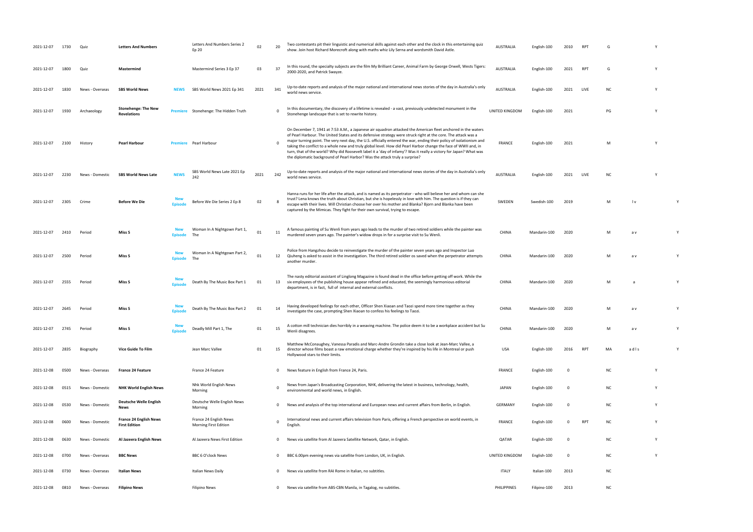| | | | | | | | | | | | | | | | | |
|---|---|---|---|---|---|---|---|---|---|---|---|---|---|---|---|---|
| 2021-12-07 | 1730 | Quiz | **Letters And Numbers** | | Letters And Numbers Series 2 Ep 20 | 02 | 20 | Two contestants pit their linguistic and numerical skills against each other and the clock in this entertaining quiz show. Join host Richard Morecroft along with maths whiz Lily Serna and wordsmith David Astle. | AUSTRALIA | English-100 | 2010 | RPT | G | | Y | |
| 2021-12-07 | 1800 | Quiz | **Mastermind** | | Mastermind Series 3 Ep 37 | 03 | 37 | In this round, the specialty subjects are the film My Brilliant Career, Animal Farm by George Orwell, Wests Tigers: 2000-2020, and Patrick Swayze. | AUSTRALIA | English-100 | 2021 | RPT | G | | Y | |
| 2021-12-07 | 1830 | News - Overseas | **SBS World News** | **NEWS** | SBS World News 2021 Ep 341 | 2021 | 341 | Up-to-date reports and analysis of the major national and international news stories of the day in Australia's only world news service. | AUSTRALIA | English-100 | 2021 | LIVE | NC | | Y | |
| 2021-12-07 | 1930 | Archaeology | **Stonehenge: The New Revelations** | **Premiere** | Stonehenge: The Hidden Truth | | 0 | In this documentary, the discovery of a lifetime is revealed - a vast, previously undetected monument in the Stonehenge landscape that is set to rewrite history. | UNITED KINGDOM | English-100 | 2021 | | PG | | Y | |
| 2021-12-07 | 2100 | History | **Pearl Harbour** | **Premiere** | Pearl Harbour | | 0 | On December 7, 1941 at 7:53 A.M., a Japanese air squadron attacked the American fleet anchored in the waters of Pearl Harbour. The United States and its defensive strategy were struck right at the core. The attack was a major turning point. The very next day, the U.S. officially entered the war, ending their policy of isolationism and taking the conflict to a whole new and truly global level. How did Pearl Harbor change the face of WWII and, in turn, that of the world? Why did Roosevelt label it a 'day of infamy'? Was it really a victory for Japan? What was the diplomatic background of Pearl Harbor? Was the attack truly a surprise? | FRANCE | English-100 | 2021 | | M | | Y | |
| 2021-12-07 | 2230 | News - Domestic | **SBS World News Late** | **NEWS** | SBS World News Late 2021 Ep 242 | 2021 | 242 | Up-to-date reports and analysis of the major national and international news stories of the day in Australia's only world news service. | AUSTRALIA | English-100 | 2021 | LIVE | NC | | Y | |
| 2021-12-07 | 2305 | Crime | **Before We Die** | **New Episode** | Before We Die Series 2 Ep 8 | 02 | 8 | Hanna runs for her life after the attack, and is named as its perpetrator - who will believe her and whom can she trust? Lena knows the truth about Christian, but she is hopelessly in love with him. The question is if they can escape with their lives. Will Christian choose her over his mother and Blanka? Bjorn and Blanka have been captured by the Mimicas. They fight for their own survival, trying to escape. | SWEDEN | Swedish-100 | 2019 | | M | l v | | Y |
| 2021-12-07 | 2410 | Period | **Miss S** | **New Episode** | Woman In A Nightgown Part 1, The | 01 | 11 | A famous painting of Su Wenli from years ago leads to the murder of two retired soldiers while the painter was murdered seven years ago. The painter's widow drops in for a surprise visit to Su Wenli. | CHINA | Mandarin-100 | 2020 | | M | a v | | Y |
| 2021-12-07 | 2500 | Period | **Miss S** | **New Episode** | Woman In A Nightgown Part 2, The | 01 | 12 | Police from Hangzhou decide to reinvestigate the murder of the painter seven years ago and Inspector Luo Qiuheng is asked to assist in the investigation. The third retired soldier os saved when the perpetrator attempts another murder. | CHINA | Mandarin-100 | 2020 | | M | a v | | Y |
| 2021-12-07 | 2555 | Period | **Miss S** | **New Episode** | Death By The Music Box Part 1 | 01 | 13 | The nasty editorial assistant of Linglong Magazine is found dead in the office before getting off work. While the six employees of the publishing house appear refined and educated, the seemingly harmonious editorial department, is in fact, full of internal and external conflicts. | CHINA | Mandarin-100 | 2020 | | M | a | | Y |
| 2021-12-07 | 2645 | Period | **Miss S** | **New Episode** | Death By The Music Box Part 2 | 01 | 14 | Having developed feelings for each other, Officer Shen Xiaoan and Taozi spend more time together as they investigate the case, prompting Shen Xiaoan to confess his feelings to Taozi. | CHINA | Mandarin-100 | 2020 | | M | a v | | Y |
| 2021-12-07 | 2745 | Period | **Miss S** | **New Episode** | Deadly Mill Part 1, The | 01 | 15 | A cotton mill technician dies horribly in a weaving machine. The police deem it to be a workplace accident but Su Wenli disagrees. | CHINA | Mandarin-100 | 2020 | | M | a v | | Y |
| 2021-12-07 | 2835 | Biography | **Vice Guide To Film** | | Jean Marc Vallee | 01 | 15 | Matthew McConaughey, Vanessa Paradis and Marc-Andre Grondin take a close look at Jean-Marc Vallee, a director whose films boast a raw emotional charge whether they're inspired by his life in Montreal or push Hollywood stars to their limits. | USA | English-100 | 2016 | RPT | MA | a d l s | | Y |
| 2021-12-08 | 0500 | News - Overseas | **France 24 Feature** | | France 24 Feature | | 0 | News feature in English from France 24, Paris. | FRANCE | English-100 | 0 | | NC | | Y | |
| 2021-12-08 | 0515 | News - Domestic | **NHK World English News** | | Nhk World English News Morning | | 0 | News from Japan's Broadcasting Corporation, NHK, delivering the latest in business, technology, health, environmental and world news, in English. | JAPAN | English-100 | 0 | | NC | | Y | |
| 2021-12-08 | 0530 | News - Domestic | **Deutsche Welle English News** | | Deutsche Welle English News Morning | | 0 | News and analysis of the top international and European news and current affairs from Berlin, in English. | GERMANY | English-100 | 0 | | NC | | Y | |
| 2021-12-08 | 0600 | News - Domestic | **France 24 English News First Edition** | | France 24 English News Morning First Edition | | 0 | International news and current affairs television from Paris, offering a French perspective on world events, in English. | FRANCE | English-100 | 0 | RPT | NC | | Y | |
| 2021-12-08 | 0630 | News - Domestic | **Al Jazeera English News** | | Al Jazeera News First Edition | | 0 | News via satellite from Al Jazeera Satellite Network, Qatar, in English. | QATAR | English-100 | 0 | | NC | | Y | |
| 2021-12-08 | 0700 | News - Overseas | **BBC News** | | BBC 6 O'clock News | | 0 | BBC 6.00pm evening news via satellite from London, UK, in English. | UNITED KINGDOM | English-100 | 0 | | NC | | Y | |
| 2021-12-08 | 0730 | News - Overseas | **Italian News** | | Italian News Daily | | 0 | News via satellite from RAI Rome in Italian, no subtitles. | ITALY | Italian-100 | 2013 | | NC | | | |
| 2021-12-08 | 0810 | News - Overseas | **Filipino News** | | Filipino News | | 0 | News via satellite from ABS-CBN Manila, in Tagalog, no subtitles. | PHILIPPINES | Filipino-100 | 2013 | | NC | | | |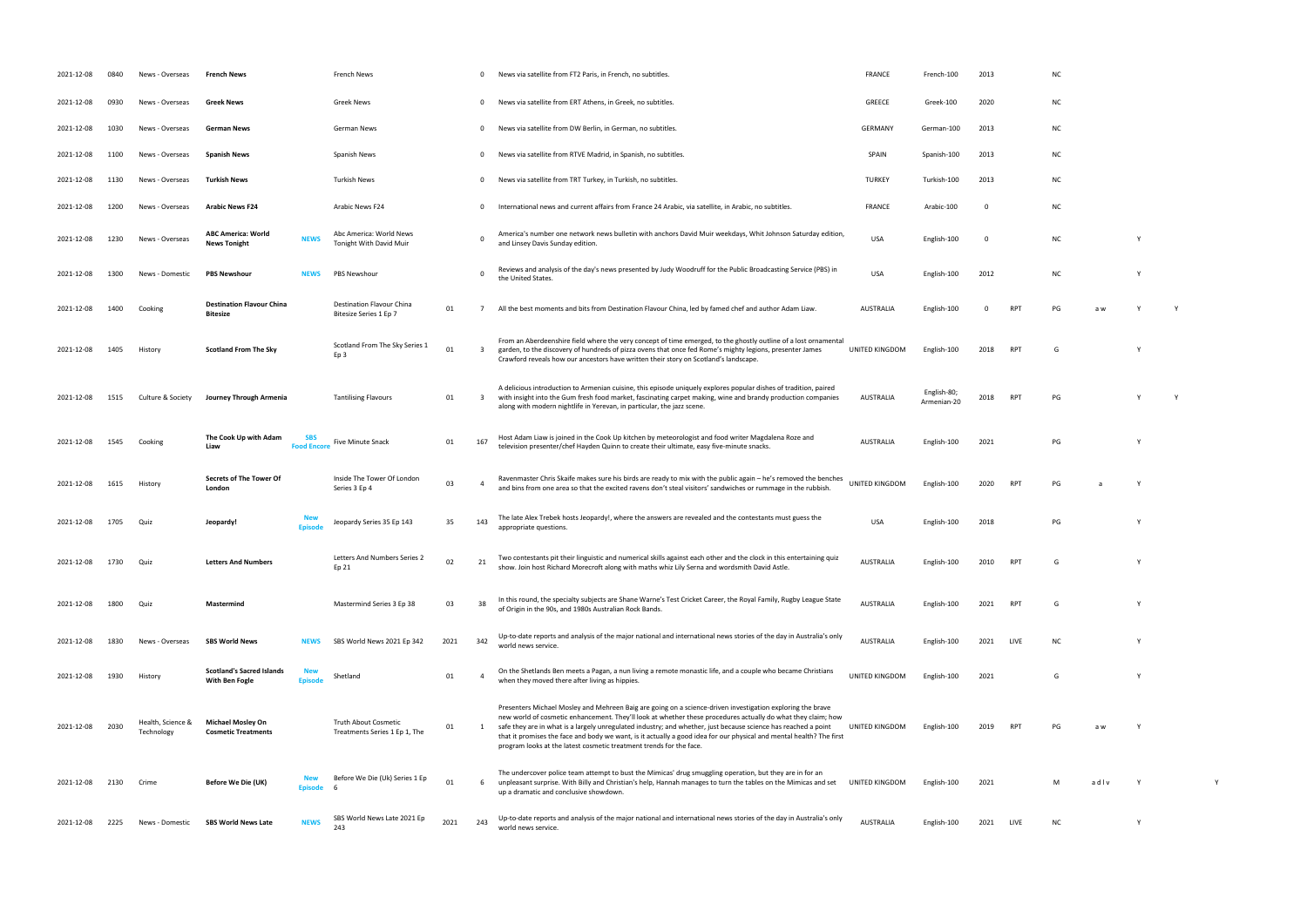| | | | | | | | | | | | | | | | | | |
|---|---|---|---|---|---|---|---|---|---|---|---|---|---|---|---|---|---|
| 2021-12-08 | 0840 | News - Overseas | **French News** | | French News | | 0 | News via satellite from FT2 Paris, in French, no subtitles. | FRANCE | French-100 | 2013 | | NC | | | | |
| 2021-12-08 | 0930 | News - Overseas | **Greek News** | | Greek News | | 0 | News via satellite from ERT Athens, in Greek, no subtitles. | GREECE | Greek-100 | 2020 | | NC | | | | |
| 2021-12-08 | 1030 | News - Overseas | **German News** | | German News | | 0 | News via satellite from DW Berlin, in German, no subtitles. | GERMANY | German-100 | 2013 | | NC | | | | |
| 2021-12-08 | 1100 | News - Overseas | **Spanish News** | | Spanish News | | 0 | News via satellite from RTVE Madrid, in Spanish, no subtitles. | SPAIN | Spanish-100 | 2013 | | NC | | | | |
| 2021-12-08 | 1130 | News - Overseas | **Turkish News** | | Turkish News | | 0 | News via satellite from TRT Turkey, in Turkish, no subtitles. | TURKEY | Turkish-100 | 2013 | | NC | | | | |
| 2021-12-08 | 1200 | News - Overseas | **Arabic News F24** | | Arabic News F24 | | 0 | International news and current affairs from France 24 Arabic, via satellite, in Arabic, no subtitles. | FRANCE | Arabic-100 | 0 | | NC | | | | |
| 2021-12-08 | 1230 | News - Overseas | **ABC America: World News Tonight** | **NEWS** | Abc America: World News Tonight With David Muir | | 0 | America's number one network news bulletin with anchors David Muir weekdays, Whit Johnson Saturday edition, and Linsey Davis Sunday edition. | USA | English-100 | 0 | | NC | | Y | | |
| 2021-12-08 | 1300 | News - Domestic | **PBS Newshour** | **NEWS** | PBS Newshour | | 0 | Reviews and analysis of the day's news presented by Judy Woodruff for the Public Broadcasting Service (PBS) in the United States. | USA | English-100 | 2012 | | NC | | Y | | |
| 2021-12-08 | 1400 | Cooking | **Destination Flavour China Bitesize** | | Destination Flavour China Bitesize Series 1 Ep 7 | 01 | 7 | All the best moments and bits from Destination Flavour China, led by famed chef and author Adam Liaw. | AUSTRALIA | English-100 | 0 | RPT | PG | a w | Y | Y | |
| 2021-12-08 | 1405 | History | **Scotland From The Sky** | | Scotland From The Sky Series 1 Ep 3 | 01 | 3 | From an Aberdeenshire field where the very concept of time emerged, to the ghostly outline of a lost ornamental garden, to the discovery of hundreds of pizza ovens that once fed Rome's mighty legions, presenter James Crawford reveals how our ancestors have written their story on Scotland's landscape. | UNITED KINGDOM | English-100 | 2018 | RPT | G | | Y | | |
| 2021-12-08 | 1515 | Culture & Society | **Journey Through Armenia** | | Tantilising Flavours | 01 | 3 | A delicious introduction to Armenian cuisine, this episode uniquely explores popular dishes of tradition, paired with insight into the Gum fresh food market, fascinating carpet making, wine and brandy production companies along with modern nightlife in Yerevan, in particular, the jazz scene. | AUSTRALIA | English-80; Armenian-20 | 2018 | RPT | PG | | Y | Y | |
| 2021-12-08 | 1545 | Cooking | **The Cook Up with Adam Liaw** | **SBS Food Encore** | Five Minute Snack | 01 | 167 | Host Adam Liaw is joined in the Cook Up kitchen by meteorologist and food writer Magdalena Roze and television presenter/chef Hayden Quinn to create their ultimate, easy five-minute snacks. | AUSTRALIA | English-100 | 2021 | | PG | | Y | | |
| 2021-12-08 | 1615 | History | **Secrets of The Tower Of London** | | Inside The Tower Of London Series 3 Ep 4 | 03 | 4 | Ravenmaster Chris Skaife makes sure his birds are ready to mix with the public again – he's removed the benches and bins from one area so that the excited ravens don't steal visitors' sandwiches or rummage in the rubbish. | UNITED KINGDOM | English-100 | 2020 | RPT | PG | a | Y | | |
| 2021-12-08 | 1705 | Quiz | **Jeopardy!** | **New Episode** | Jeopardy Series 35 Ep 143 | 35 | 143 | The late Alex Trebek hosts Jeopardy!, where the answers are revealed and the contestants must guess the appropriate questions. | USA | English-100 | 2018 | | PG | | Y | | |
| 2021-12-08 | 1730 | Quiz | **Letters And Numbers** | | Letters And Numbers Series 2 Ep 21 | 02 | 21 | Two contestants pit their linguistic and numerical skills against each other and the clock in this entertaining quiz show. Join host Richard Morecroft along with maths whiz Lily Serna and wordsmith David Astle. | AUSTRALIA | English-100 | 2010 | RPT | G | | Y | | |
| 2021-12-08 | 1800 | Quiz | **Mastermind** | | Mastermind Series 3 Ep 38 | 03 | 38 | In this round, the specialty subjects are Shane Warne's Test Cricket Career, the Royal Family, Rugby League State of Origin in the 90s, and 1980s Australian Rock Bands. | AUSTRALIA | English-100 | 2021 | RPT | G | | Y | | |
| 2021-12-08 | 1830 | News - Overseas | **SBS World News** | **NEWS** | SBS World News 2021 Ep 342 | 2021 | 342 | Up-to-date reports and analysis of the major national and international news stories of the day in Australia's only world news service. | AUSTRALIA | English-100 | 2021 | LIVE | NC | | Y | | |
| 2021-12-08 | 1930 | History | **Scotland's Sacred Islands With Ben Fogle** | **New Episode** | Shetland | 01 | 4 | On the Shetlands Ben meets a Pagan, a nun living a remote monastic life, and a couple who became Christians when they moved there after living as hippies. | UNITED KINGDOM | English-100 | 2021 | | G | | Y | | |
| 2021-12-08 | 2030 | Health, Science & Technology | **Michael Mosley On Cosmetic Treatments** | | Truth About Cosmetic Treatments Series 1 Ep 1, The | 01 | 1 | Presenters Michael Mosley and Mehreen Baig are going on a science-driven investigation exploring the brave new world of cosmetic enhancement. They'll look at whether these procedures actually do what they claim; how safe they are in what is a largely unregulated industry; and whether, just because science has reached a point that it promises the face and body we want, is it actually a good idea for our physical and mental health? The first program looks at the latest cosmetic treatment trends for the face. | UNITED KINGDOM | English-100 | 2019 | RPT | PG | a w | Y | | |
| 2021-12-08 | 2130 | Crime | **Before We Die (UK)** | **New Episode** | Before We Die (Uk) Series 1 Ep 6 | 01 | 6 | The undercover police team attempt to bust the Mimicas' drug smuggling operation, but they are in for an unpleasant surprise. With Billy and Christian's help, Hannah manages to turn the tables on the Mimicas and set up a dramatic and conclusive showdown. | UNITED KINGDOM | English-100 | 2021 | | M | a d l v | Y | | Y |
| 2021-12-08 | 2225 | News - Domestic | **SBS World News Late** | **NEWS** | SBS World News Late 2021 Ep 243 | 2021 | 243 | Up-to-date reports and analysis of the major national and international news stories of the day in Australia's only world news service. | AUSTRALIA | English-100 | 2021 | LIVE | NC | | Y | | |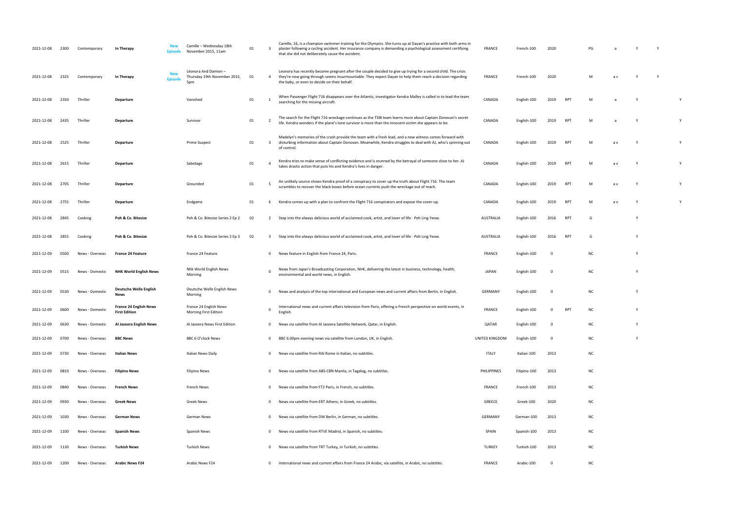| | | | | | | | | | | | | | | | | | | |
|---|---|---|---|---|---|---|---|---|---|---|---|---|---|---|---|---|---|---|
| 2021-12-08 | 2300 | Contemporary | **In Therapy** | **New Episode** | Camille – Wednesday 18th November 2015, 11am | 01 | 3 | Camille, 16, is a champion swimmer training for the Olympics. She turns up at Dayan's practice with both arms in plaster following a cycling accident. Her insurance company is demanding a psychological assessment certifying that she did not deliberately cause the accident. | FRANCE | French-100 | 2020 | | PG | a | Y | Y | |
| 2021-12-08 | 2325 | Contemporary | **In Therapy** | **New Episode** | Léonora And Damien – Thursday 19th November 2015, 5pm | 01 | 4 | Leonora has recently become pregnant after the couple decided to give up trying for a second child. The crisis they're now going through seems insurmountable. They expect Dayan to help them reach a decision regarding the baby, or even to decide on their behalf. | FRANCE | French-100 | 2020 | | M | a s | Y | Y | |
| 2021-12-08 | 2350 | Thriller | **Departure** | | Vanished | 01 | 1 | When Passenger Flight 716 disappears over the Atlantic, investigator Kendra Malley is called in to lead the team searching for the missing aircraft. | CANADA | English-100 | 2019 | RPT | M | a | Y | | Y |
| 2021-12-08 | 2435 | Thriller | **Departure** | | Survivor | 01 | 2 | The search for the Flight 716 wreckage continues as the TSIB team learns more about Captain Donovan's secret life. Kendra wonders if the plane's lone survivor is more than the innocent victim she appears to be. | CANADA | English-100 | 2019 | RPT | M | a | Y | | Y |
| 2021-12-08 | 2525 | Thriller | **Departure** | | Prime Suspect | 01 | 3 | Madelyn's memories of the crash provide the team with a fresh lead, and a new witness comes forward with disturbing information about Captain Donovan. Meanwhile, Kendra struggles to deal with AJ, who's spinning out of control. | CANADA | English-100 | 2019 | RPT | M | a v | Y | | Y |
| 2021-12-08 | 2615 | Thriller | **Departure** | | Sabotage | 01 | 4 | Kendra tries to make sense of conflicting evidence and is stunned by the betrayal of someone close to her. AJ takes drastic action that puts his and Kendra's lives in danger. | CANADA | English-100 | 2019 | RPT | M | a v | Y | | Y |
| 2021-12-08 | 2705 | Thriller | **Departure** | | Grounded | 01 | 5 | An unlikely source shows Kendra proof of a conspiracy to cover up the truth about Flight 716. The team scrambles to recover the black boxes before ocean currents push the wreckage out of reach. | CANADA | English-100 | 2019 | RPT | M | a v | Y | | Y |
| 2021-12-08 | 2755 | Thriller | **Departure** | | Endgame | 01 | 6 | Kendra comes up with a plan to confront the Flight 716 conspirators and expose the cover-up. | CANADA | English-100 | 2019 | RPT | M | a v | Y | | Y |
| 2021-12-08 | 2845 | Cooking | **Poh & Co. Bitesize** | | Poh & Co. Bitesize Series 2 Ep 2 | 02 | 2 | Step into the always delicious world of acclaimed cook, artist, and lover of life - Poh Ling Yeow. | AUSTRALIA | English-100 | 2016 | RPT | G | | Y | | |
| 2021-12-08 | 2855 | Cooking | **Poh & Co. Bitesize** | | Poh & Co. Bitesize Series 2 Ep 3 | 02 | 3 | Step into the always delicious world of acclaimed cook, artist, and lover of life - Poh Ling Yeow. | AUSTRALIA | English-100 | 2016 | RPT | G | | Y | | |
| 2021-12-09 | 0500 | News - Overseas | **France 24 Feature** | | France 24 Feature | | 0 | News feature in English from France 24, Paris. | FRANCE | English-100 | 0 | | NC | | Y | | |
| 2021-12-09 | 0515 | News - Domestic | **NHK World English News** | | Nhk World English News Morning | | 0 | News from Japan's Broadcasting Corporation, NHK, delivering the latest in business, technology, health, environmental and world news, in English. | JAPAN | English-100 | 0 | | NC | | Y | | |
| 2021-12-09 | 0530 | News - Domestic | **Deutsche Welle English News** | | Deutsche Welle English News Morning | | 0 | News and analysis of the top international and European news and current affairs from Berlin, in English. | GERMANY | English-100 | 0 | | NC | | Y | | |
| 2021-12-09 | 0600 | News - Domestic | **France 24 English News First Edition** | | France 24 English News Morning First Edition | | 0 | International news and current affairs television from Paris, offering a French perspective on world events, in English. | FRANCE | English-100 | 0 | RPT | NC | | Y | | |
| 2021-12-09 | 0630 | News - Domestic | **Al Jazeera English News** | | Al Jazeera News First Edition | | 0 | News via satellite from Al Jazeera Satellite Network, Qatar, in English. | QATAR | English-100 | 0 | | NC | | Y | | |
| 2021-12-09 | 0700 | News - Overseas | **BBC News** | | BBC 6 O'clock News | | 0 | BBC 6.00pm evening news via satellite from London, UK, in English. | UNITED KINGDOM | English-100 | 0 | | NC | | Y | | |
| 2021-12-09 | 0730 | News - Overseas | **Italian News** | | Italian News Daily | | 0 | News via satellite from RAI Rome in Italian, no subtitles. | ITALY | Italian-100 | 2013 | | NC | | | | |
| 2021-12-09 | 0810 | News - Overseas | **Filipino News** | | Filipino News | | 0 | News via satellite from ABS-CBN Manila, in Tagalog, no subtitles. | PHILIPPINES | Filipino-100 | 2013 | | NC | | | | |
| 2021-12-09 | 0840 | News - Overseas | **French News** | | French News | | 0 | News via satellite from FT2 Paris, in French, no subtitles. | FRANCE | French-100 | 2013 | | NC | | | | |
| 2021-12-09 | 0930 | News - Overseas | **Greek News** | | Greek News | | 0 | News via satellite from ERT Athens, in Greek, no subtitles. | GREECE | Greek-100 | 2020 | | NC | | | | |
| 2021-12-09 | 1030 | News - Overseas | **German News** | | German News | | 0 | News via satellite from DW Berlin, in German, no subtitles. | GERMANY | German-100 | 2013 | | NC | | | | |
| 2021-12-09 | 1100 | News - Overseas | **Spanish News** | | Spanish News | | 0 | News via satellite from RTVE Madrid, in Spanish, no subtitles. | SPAIN | Spanish-100 | 2013 | | NC | | | | |
| 2021-12-09 | 1130 | News - Overseas | **Turkish News** | | Turkish News | | 0 | News via satellite from TRT Turkey, in Turkish, no subtitles. | TURKEY | Turkish-100 | 2013 | | NC | | | | |
| 2021-12-09 | 1200 | News - Overseas | **Arabic News F24** | | Arabic News F24 | | 0 | International news and current affairs from France 24 Arabic, via satellite, in Arabic, no subtitles. | FRANCE | Arabic-100 | 0 | | NC | | | | |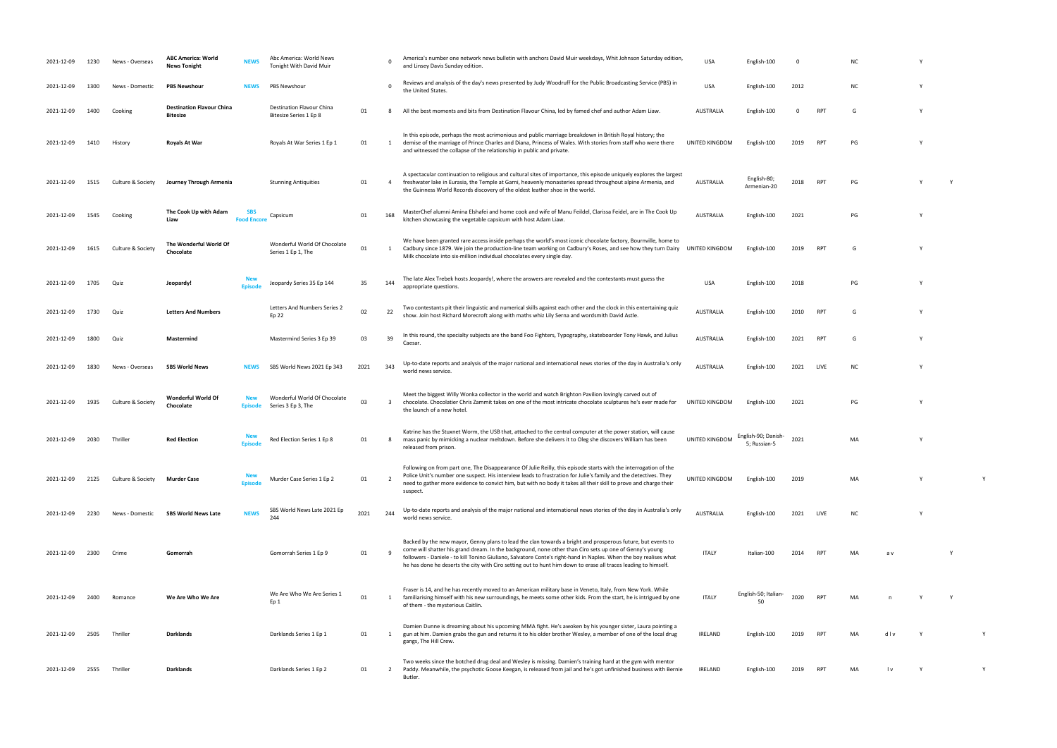| | | | | | | | | | | | | | | | | | |
|---|---|---|---|---|---|---|---|---|---|---|---|---|---|---|---|---|---|
| 2021-12-09 | 1230 | News - Overseas | ABC America: World News Tonight | NEWS | Abc America: World News Tonight With David Muir | | 0 | America's number one network news bulletin with anchors David Muir weekdays, Whit Johnson Saturday edition, and Linsey Davis Sunday edition. | USA | English-100 | 0 | | NC | | Y | | |
| 2021-12-09 | 1300 | News - Domestic | PBS Newshour | NEWS | PBS Newshour | | 0 | Reviews and analysis of the day's news presented by Judy Woodruff for the Public Broadcasting Service (PBS) in the United States. | USA | English-100 | 2012 | | NC | | Y | | |
| 2021-12-09 | 1400 | Cooking | Destination Flavour China Bitesize | | Destination Flavour China Bitesize Series 1 Ep 8 | 01 | 8 | All the best moments and bits from Destination Flavour China, led by famed chef and author Adam Liaw. | AUSTRALIA | English-100 | 0 | RPT | G | | Y | | |
| 2021-12-09 | 1410 | History | Royals At War | | Royals At War Series 1 Ep 1 | 01 | 1 | In this episode, perhaps the most acrimonious and public marriage breakdown in British Royal history; the demise of the marriage of Prince Charles and Diana, Princess of Wales. With stories from staff who were there and witnessed the collapse of the relationship in public and private. | UNITED KINGDOM | English-100 | 2019 | RPT | PG | | Y | | |
| 2021-12-09 | 1515 | Culture & Society | Journey Through Armenia | | Stunning Antiquities | 01 | 4 | A spectacular continuation to religious and cultural sites of importance, this episode uniquely explores the largest freshwater lake in Eurasia, the Temple at Garni, heavenly monasteries spread throughout alpine Armenia, and the Guinness World Records discovery of the oldest leather shoe in the world. | AUSTRALIA | English-80; Armenian-20 | 2018 | RPT | PG | | Y | Y | |
| 2021-12-09 | 1545 | Cooking | The Cook Up with Adam Liaw | SBS Food Encore | Capsicum | 01 | 168 | MasterChef alumni Amina Elshafei and home cook and wife of Manu Feildel, Clarissa Feidel, are in The Cook Up kitchen showcasing the vegetable capsicum with host Adam Liaw. | AUSTRALIA | English-100 | 2021 | | PG | | Y | | |
| 2021-12-09 | 1615 | Culture & Society | The Wonderful World Of Chocolate | | Wonderful World Of Chocolate Series 1 Ep 1, The | 01 | 1 | We have been granted rare access inside perhaps the world's most iconic chocolate factory, Bournville, home to Cadbury since 1879. We join the production-line team working on Cadbury's Roses, and see how they turn Dairy Milk chocolate into six-million individual chocolates every single day. | UNITED KINGDOM | English-100 | 2019 | RPT | G | | Y | | |
| 2021-12-09 | 1705 | Quiz | Jeopardy! | New Episode | Jeopardy Series 35 Ep 144 | 35 | 144 | The late Alex Trebek hosts Jeopardy!, where the answers are revealed and the contestants must guess the appropriate questions. | USA | English-100 | 2018 | | PG | | Y | | |
| 2021-12-09 | 1730 | Quiz | Letters And Numbers | | Letters And Numbers Series 2 Ep 22 | 02 | 22 | Two contestants pit their linguistic and numerical skills against each other and the clock in this entertaining quiz show. Join host Richard Morecroft along with maths whiz Lily Serna and wordsmith David Astle. | AUSTRALIA | English-100 | 2010 | RPT | G | | Y | | |
| 2021-12-09 | 1800 | Quiz | Mastermind | | Mastermind Series 3 Ep 39 | 03 | 39 | In this round, the specialty subjects are the band Foo Fighters, Typography, skateboarder Tony Hawk, and Julius Caesar. | AUSTRALIA | English-100 | 2021 | RPT | G | | Y | | |
| 2021-12-09 | 1830 | News - Overseas | SBS World News | NEWS | SBS World News 2021 Ep 343 | 2021 | 343 | Up-to-date reports and analysis of the major national and international news stories of the day in Australia's only world news service. | AUSTRALIA | English-100 | 2021 | LIVE | NC | | Y | | |
| 2021-12-09 | 1935 | Culture & Society | Wonderful World Of Chocolate | New Episode | Wonderful World Of Chocolate Series 3 Ep 3, The | 03 | 3 | Meet the biggest Willy Wonka collector in the world and watch Brighton Pavilion lovingly carved out of chocolate. Chocolatier Chris Zammit takes on one of the most intricate chocolate sculptures he's ever made for the launch of a new hotel. | UNITED KINGDOM | English-100 | 2021 | | PG | | Y | | |
| 2021-12-09 | 2030 | Thriller | Red Election | New Episode | Red Election Series 1 Ep 8 | 01 | 8 | Katrine has the Stuxnet Worm, the USB that, attached to the central computer at the power station, will cause mass panic by mimicking a nuclear meltdown. Before she delivers it to Oleg she discovers William has been released from prison. | UNITED KINGDOM | English-90; Danish-5; Russian-5 | 2021 | | MA | | Y | | |
| 2021-12-09 | 2125 | Culture & Society | Murder Case | New Episode | Murder Case Series 1 Ep 2 | 01 | 2 | Following on from part one, The Disappearance Of Julie Reilly, this episode starts with the interrogation of the Police Unit's number one suspect. His interview leads to frustration for Julie's family and the detectives. They need to gather more evidence to convict him, but with no body it takes all their skill to prove and charge their suspect. | UNITED KINGDOM | English-100 | 2019 | | MA | | Y | | Y |
| 2021-12-09 | 2230 | News - Domestic | SBS World News Late | NEWS | SBS World News Late 2021 Ep 244 | 2021 | 244 | Up-to-date reports and analysis of the major national and international news stories of the day in Australia's only world news service. | AUSTRALIA | English-100 | 2021 | LIVE | NC | | Y | | |
| 2021-12-09 | 2300 | Crime | Gomorrah | | Gomorrah Series 1 Ep 9 | 01 | 9 | Backed by the new mayor, Genny plans to lead the clan towards a bright and prosperous future, but events to come will shatter his grand dream. In the background, none other than Ciro sets up one of Genny's young followers - Daniele - to kill Tonino Giuliano, Salvatore Conte's right-hand in Naples. When the boy realises what he has done he deserts the city with Ciro setting out to hunt him down to erase all traces leading to himself. | ITALY | Italian-100 | 2014 | RPT | MA | a v | | Y | |
| 2021-12-09 | 2400 | Romance | We Are Who We Are | | We Are Who We Are Series 1 Ep 1 | 01 | 1 | Fraser is 14, and he has recently moved to an American military base in Veneto, Italy, from New York. While familiarising himself with his new surroundings, he meets some other kids. From the start, he is intrigued by one of them - the mysterious Caitlin. | ITALY | English-50; Italian-50 | 2020 | RPT | MA | n | Y | Y | |
| 2021-12-09 | 2505 | Thriller | Darklands | | Darklands Series 1 Ep 1 | 01 | 1 | Damien Dunne is dreaming about his upcoming MMA fight. He's awoken by his younger sister, Laura pointing a gun at him. Damien grabs the gun and returns it to his older brother Wesley, a member of one of the local drug gangs, The Hill Crew. | IRELAND | English-100 | 2019 | RPT | MA | d l v | Y | | Y |
| 2021-12-09 | 2555 | Thriller | Darklands | | Darklands Series 1 Ep 2 | 01 | 2 | Two weeks since the botched drug deal and Wesley is missing. Damien's training hard at the gym with mentor Paddy. Meanwhile, the psychotic Goose Keegan, is released from jail and he's got unfinished business with Bernie Butler. | IRELAND | English-100 | 2019 | RPT | MA | l v | Y | | Y |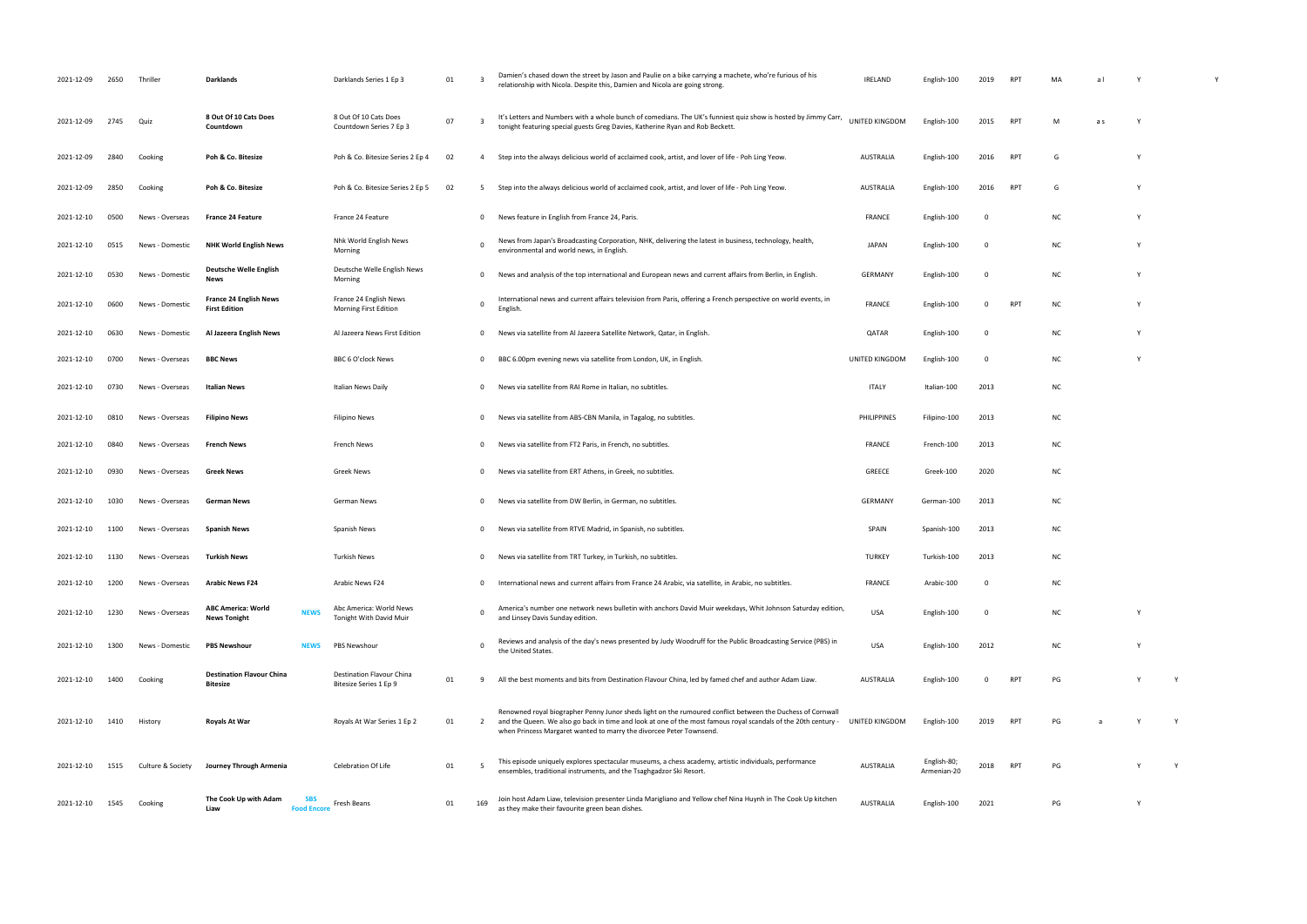| | | | | | | | | | | | | | | | | | | |
|---|---|---|---|---|---|---|---|---|---|---|---|---|---|---|---|---|---|---|
| 2021-12-09 | 2650 | Thriller | **Darklands** | | Darklands Series 1 Ep 3 | 01 | 3 | Damien's chased down the street by Jason and Paulie on a bike carrying a machete, who're furious of his relationship with Nicola. Despite this, Damien and Nicola are going strong. | IRELAND | English-100 | 2019 | RPT | MA | a l | Y | | | Y |
| 2021-12-09 | 2745 | Quiz | **8 Out Of 10 Cats Does Countdown** | | 8 Out Of 10 Cats Does Countdown Series 7 Ep 3 | 07 | 3 | It's Letters and Numbers with a whole bunch of comedians. The UK's funniest quiz show is hosted by Jimmy Carr, tonight featuring special guests Greg Davies, Katherine Ryan and Rob Beckett. | UNITED KINGDOM | English-100 | 2015 | RPT | M | a s | Y | | | |
| 2021-12-09 | 2840 | Cooking | **Poh & Co. Bitesize** | | Poh & Co. Bitesize Series 2 Ep 4 | 02 | 4 | Step into the always delicious world of acclaimed cook, artist, and lover of life - Poh Ling Yeow. | AUSTRALIA | English-100 | 2016 | RPT | G | | Y | | | |
| 2021-12-09 | 2850 | Cooking | **Poh & Co. Bitesize** | | Poh & Co. Bitesize Series 2 Ep 5 | 02 | 5 | Step into the always delicious world of acclaimed cook, artist, and lover of life - Poh Ling Yeow. | AUSTRALIA | English-100 | 2016 | RPT | G | | Y | | | |
| 2021-12-10 | 0500 | News - Overseas | **France 24 Feature** | | France 24 Feature | | 0 | News feature in English from France 24, Paris. | FRANCE | English-100 | 0 | | NC | | Y | | | |
| 2021-12-10 | 0515 | News - Domestic | **NHK World English News** | | Nhk World English News Morning | | 0 | News from Japan's Broadcasting Corporation, NHK, delivering the latest in business, technology, health, environmental and world news, in English. | JAPAN | English-100 | 0 | | NC | | Y | | | |
| 2021-12-10 | 0530 | News - Domestic | **Deutsche Welle English News** | | Deutsche Welle English News Morning | | 0 | News and analysis of the top international and European news and current affairs from Berlin, in English. | GERMANY | English-100 | 0 | | NC | | Y | | | |
| 2021-12-10 | 0600 | News - Domestic | **France 24 English News First Edition** | | France 24 English News Morning First Edition | | 0 | International news and current affairs television from Paris, offering a French perspective on world events, in English. | FRANCE | English-100 | 0 | RPT | NC | | Y | | | |
| 2021-12-10 | 0630 | News - Domestic | **Al Jazeera English News** | | Al Jazeera News First Edition | | 0 | News via satellite from Al Jazeera Satellite Network, Qatar, in English. | QATAR | English-100 | 0 | | NC | | Y | | | |
| 2021-12-10 | 0700 | News - Overseas | **BBC News** | | BBC 6 O'clock News | | 0 | BBC 6.00pm evening news via satellite from London, UK, in English. | UNITED KINGDOM | English-100 | 0 | | NC | | Y | | | |
| 2021-12-10 | 0730 | News - Overseas | **Italian News** | | Italian News Daily | | 0 | News via satellite from RAI Rome in Italian, no subtitles. | ITALY | Italian-100 | 2013 | | NC | | | | | |
| 2021-12-10 | 0810 | News - Overseas | **Filipino News** | | Filipino News | | 0 | News via satellite from ABS-CBN Manila, in Tagalog, no subtitles. | PHILIPPINES | Filipino-100 | 2013 | | NC | | | | | |
| 2021-12-10 | 0840 | News - Overseas | **French News** | | French News | | 0 | News via satellite from FT2 Paris, in French, no subtitles. | FRANCE | French-100 | 2013 | | NC | | | | | |
| 2021-12-10 | 0930 | News - Overseas | **Greek News** | | Greek News | | 0 | News via satellite from ERT Athens, in Greek, no subtitles. | GREECE | Greek-100 | 2020 | | NC | | | | | |
| 2021-12-10 | 1030 | News - Overseas | **German News** | | German News | | 0 | News via satellite from DW Berlin, in German, no subtitles. | GERMANY | German-100 | 2013 | | NC | | | | | |
| 2021-12-10 | 1100 | News - Overseas | **Spanish News** | | Spanish News | | 0 | News via satellite from RTVE Madrid, in Spanish, no subtitles. | SPAIN | Spanish-100 | 2013 | | NC | | | | | |
| 2021-12-10 | 1130 | News - Overseas | **Turkish News** | | Turkish News | | 0 | News via satellite from TRT Turkey, in Turkish, no subtitles. | TURKEY | Turkish-100 | 2013 | | NC | | | | | |
| 2021-12-10 | 1200 | News - Overseas | **Arabic News F24** | | Arabic News F24 | | 0 | International news and current affairs from France 24 Arabic, via satellite, in Arabic, no subtitles. | FRANCE | Arabic-100 | 0 | | NC | | | | | |
| 2021-12-10 | 1230 | News - Overseas | **ABC America: World News Tonight** | **NEWS** | Abc America: World News Tonight With David Muir | | 0 | America's number one network news bulletin with anchors David Muir weekdays, Whit Johnson Saturday edition, and Linsey Davis Sunday edition. | USA | English-100 | 0 | | NC | | Y | | | |
| 2021-12-10 | 1300 | News - Domestic | **PBS Newshour** | **NEWS** | PBS Newshour | | 0 | Reviews and analysis of the day's news presented by Judy Woodruff for the Public Broadcasting Service (PBS) in the United States. | USA | English-100 | 2012 | | NC | | Y | | | |
| 2021-12-10 | 1400 | Cooking | **Destination Flavour China Bitesize** | | Destination Flavour China Bitesize Series 1 Ep 9 | 01 | 9 | All the best moments and bits from Destination Flavour China, led by famed chef and author Adam Liaw. | AUSTRALIA | English-100 | 0 | RPT | PG | | Y | Y | | |
| 2021-12-10 | 1410 | History | **Royals At War** | | Royals At War Series 1 Ep 2 | 01 | 2 | Renowned royal biographer Penny Junor sheds light on the rumoured conflict between the Duchess of Cornwall and the Queen. We also go back in time and look at one of the most famous royal scandals of the 20th century - when Princess Margaret wanted to marry the divorcee Peter Townsend. | UNITED KINGDOM | English-100 | 2019 | RPT | PG | a | Y | Y | | |
| 2021-12-10 | 1515 | Culture & Society | **Journey Through Armenia** | | Celebration Of Life | 01 | 5 | This episode uniquely explores spectacular museums, a chess academy, artistic individuals, performance ensembles, traditional instruments, and the Tsaghgadzor Ski Resort. | AUSTRALIA | English-80; Armenian-20 | 2018 | RPT | PG | | Y | Y | | |
| 2021-12-10 | 1545 | Cooking | **The Cook Up with Adam Liaw** | **SBS Food Encore** | Fresh Beans | 01 | 169 | Join host Adam Liaw, television presenter Linda Marigliano and Yellow chef Nina Huynh in The Cook Up kitchen as they make their favourite green bean dishes. | AUSTRALIA | English-100 | 2021 | | PG | | Y | | | |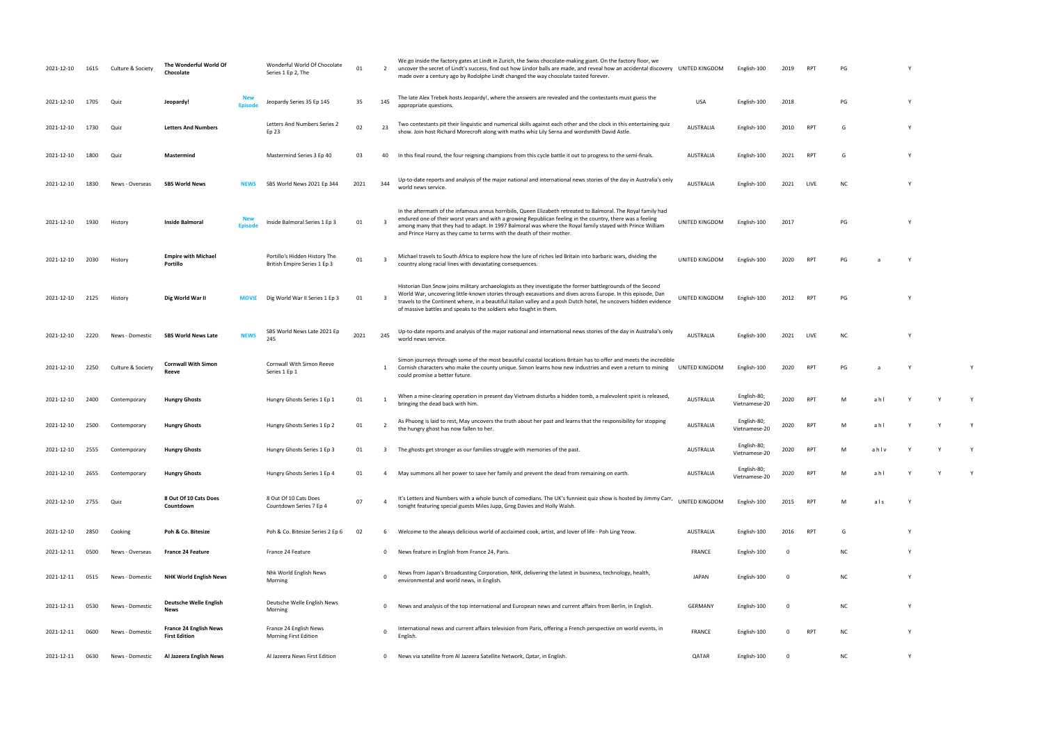| 2021-12-10 | 1615 | Culture & Society | **The Wonderful World Of Chocolate** | | Wonderful World Of Chocolate Series 1 Ep 2, The | 01 | 2 | We go inside the factory gates at Lindt in Zurich, the Swiss chocolate-making giant. On the factory floor, we uncover the secret of Lindt's success, find out how Lindor balls are made, and reveal how an accidental discovery made over a century ago by Rodolphe Lindt changed the way chocolate tasted forever. | UNITED KINGDOM | English-100 | 2019 | RPT | PG | | Y | | |
|---|---|---|---|---|---|---|---|---|---|---|---|---|---|---|---|---|---|
| 2021-12-10 | 1705 | Quiz | **Jeopardy!** | **New Episode** | Jeopardy Series 35 Ep 145 | 35 | 145 | The late Alex Trebek hosts Jeopardy!, where the answers are revealed and the contestants must guess the appropriate questions. | USA | English-100 | 2018 | | PG | | Y | | |
| 2021-12-10 | 1730 | Quiz | **Letters And Numbers** | | Letters And Numbers Series 2 Ep 23 | 02 | 23 | Two contestants pit their linguistic and numerical skills against each other and the clock in this entertaining quiz show. Join host Richard Morecroft along with maths whiz Lily Serna and wordsmith David Astle. | AUSTRALIA | English-100 | 2010 | RPT | G | | Y | | |
| 2021-12-10 | 1800 | Quiz | **Mastermind** | | Mastermind Series 3 Ep 40 | 03 | 40 | In this final round, the four reigning champions from this cycle battle it out to progress to the semi-finals. | AUSTRALIA | English-100 | 2021 | RPT | G | | Y | | |
| 2021-12-10 | 1830 | News - Overseas | **SBS World News** | **NEWS** | SBS World News 2021 Ep 344 | 2021 | 344 | Up-to-date reports and analysis of the major national and international news stories of the day in Australia's only world news service. | AUSTRALIA | English-100 | 2021 | LIVE | NC | | Y | | |
| 2021-12-10 | 1930 | History | **Inside Balmoral** | **New Episode** | Inside Balmoral Series 1 Ep 3 | 01 | 3 | In the aftermath of the infamous annus horribilis, Queen Elizabeth retreated to Balmoral. The Royal family had endured one of their worst years and with a growing Republican feeling in the country, there was a feeling among many that they had to adapt. In 1997 Balmoral was where the Royal family stayed with Prince William and Prince Harry as they came to terms with the death of their mother. | UNITED KINGDOM | English-100 | 2017 | | PG | | Y | | |
| 2021-12-10 | 2030 | History | **Empire with Michael Portillo** | | Portillo's Hidden History The British Empire Series 1 Ep 3 | 01 | 3 | Michael travels to South Africa to explore how the lure of riches led Britain into barbaric wars, dividing the country along racial lines with devastating consequences. | UNITED KINGDOM | English-100 | 2020 | RPT | PG | a | Y | | |
| 2021-12-10 | 2125 | History | **Dig World War II** | **MOVIE** | Dig World War II Series 1 Ep 3 | 01 | 3 | Historian Dan Snow joins military archaeologists as they investigate the former battlegrounds of the Second World War, uncovering little-known stories through excavations and dives across Europe. In this episode, Dan travels to the Continent where, in a beautiful Italian valley and a posh Dutch hotel, he uncovers hidden evidence of massive battles and speaks to the soldiers who fought in them. | UNITED KINGDOM | English-100 | 2012 | RPT | PG | | Y | | |
| 2021-12-10 | 2220 | News - Domestic | **SBS World News Late** | **NEWS** | SBS World News Late 2021 Ep 245 | 2021 | 245 | Up-to-date reports and analysis of the major national and international news stories of the day in Australia's only world news service. | AUSTRALIA | English-100 | 2021 | LIVE | NC | | Y | | |
| 2021-12-10 | 2250 | Culture & Society | **Cornwall With Simon Reeve** | | Cornwall With Simon Reeve Series 1 Ep 1 | | 1 | Simon journeys through some of the most beautiful coastal locations Britain has to offer and meets the incredible Cornish characters who make the county unique. Simon learns how new industries and even a return to mining could promise a better future. | UNITED KINGDOM | English-100 | 2020 | RPT | PG | a | Y | | Y |
| 2021-12-10 | 2400 | Contemporary | **Hungry Ghosts** | | Hungry Ghosts Series 1 Ep 1 | 01 | 1 | When a mine-clearing operation in present day Vietnam disturbs a hidden tomb, a malevolent spirit is released, bringing the dead back with him. | AUSTRALIA | English-80; Vietnamese-20 | 2020 | RPT | M | a h l | Y | Y | Y |
| 2021-12-10 | 2500 | Contemporary | **Hungry Ghosts** | | Hungry Ghosts Series 1 Ep 2 | 01 | 2 | As Phuong is laid to rest, May uncovers the truth about her past and learns that the responsibility for stopping the hungry ghost has now fallen to her. | AUSTRALIA | English-80; Vietnamese-20 | 2020 | RPT | M | a h l | Y | Y | Y |
| 2021-12-10 | 2555 | Contemporary | **Hungry Ghosts** | | Hungry Ghosts Series 1 Ep 3 | 01 | 3 | The ghosts get stronger as our families struggle with memories of the past. | AUSTRALIA | English-80; Vietnamese-20 | 2020 | RPT | M | a h l v | Y | Y | Y |
| 2021-12-10 | 2655 | Contemporary | **Hungry Ghosts** | | Hungry Ghosts Series 1 Ep 4 | 01 | 4 | May summons all her power to save her family and prevent the dead from remaining on earth. | AUSTRALIA | English-80; Vietnamese-20 | 2020 | RPT | M | a h l | Y | Y | Y |
| 2021-12-10 | 2755 | Quiz | **8 Out Of 10 Cats Does Countdown** | | 8 Out Of 10 Cats Does Countdown Series 7 Ep 4 | 07 | 4 | It's Letters and Numbers with a whole bunch of comedians. The UK's funniest quiz show is hosted by Jimmy Carr, tonight featuring special guests Miles Jupp, Greg Davies and Holly Walsh. | UNITED KINGDOM | English-100 | 2015 | RPT | M | a l s | Y | | |
| 2021-12-10 | 2850 | Cooking | **Poh & Co. Bitesize** | | Poh & Co. Bitesize Series 2 Ep 6 | 02 | 6 | Welcome to the always delicious world of acclaimed cook, artist, and lover of life - Poh Ling Yeow. | AUSTRALIA | English-100 | 2016 | RPT | G | | Y | | |
| 2021-12-11 | 0500 | News - Overseas | **France 24 Feature** | | France 24 Feature | | 0 | News feature in English from France 24, Paris. | FRANCE | English-100 | 0 | | NC | | Y | | |
| 2021-12-11 | 0515 | News - Domestic | **NHK World English News** | | Nhk World English News Morning | | 0 | News from Japan's Broadcasting Corporation, NHK, delivering the latest in business, technology, health, environmental and world news, in English. | JAPAN | English-100 | 0 | | NC | | Y | | |
| 2021-12-11 | 0530 | News - Domestic | **Deutsche Welle English News** | | Deutsche Welle English News Morning | | 0 | News and analysis of the top international and European news and current affairs from Berlin, in English. | GERMANY | English-100 | 0 | | NC | | Y | | |
| 2021-12-11 | 0600 | News - Domestic | **France 24 English News First Edition** | | France 24 English News Morning First Edition | | 0 | International news and current affairs television from Paris, offering a French perspective on world events, in English. | FRANCE | English-100 | 0 | RPT | NC | | Y | | |
| 2021-12-11 | 0630 | News - Domestic | **Al Jazeera English News** | | Al Jazeera News First Edition | | 0 | News via satellite from Al Jazeera Satellite Network, Qatar, in English. | QATAR | English-100 | 0 | | NC | | Y | | |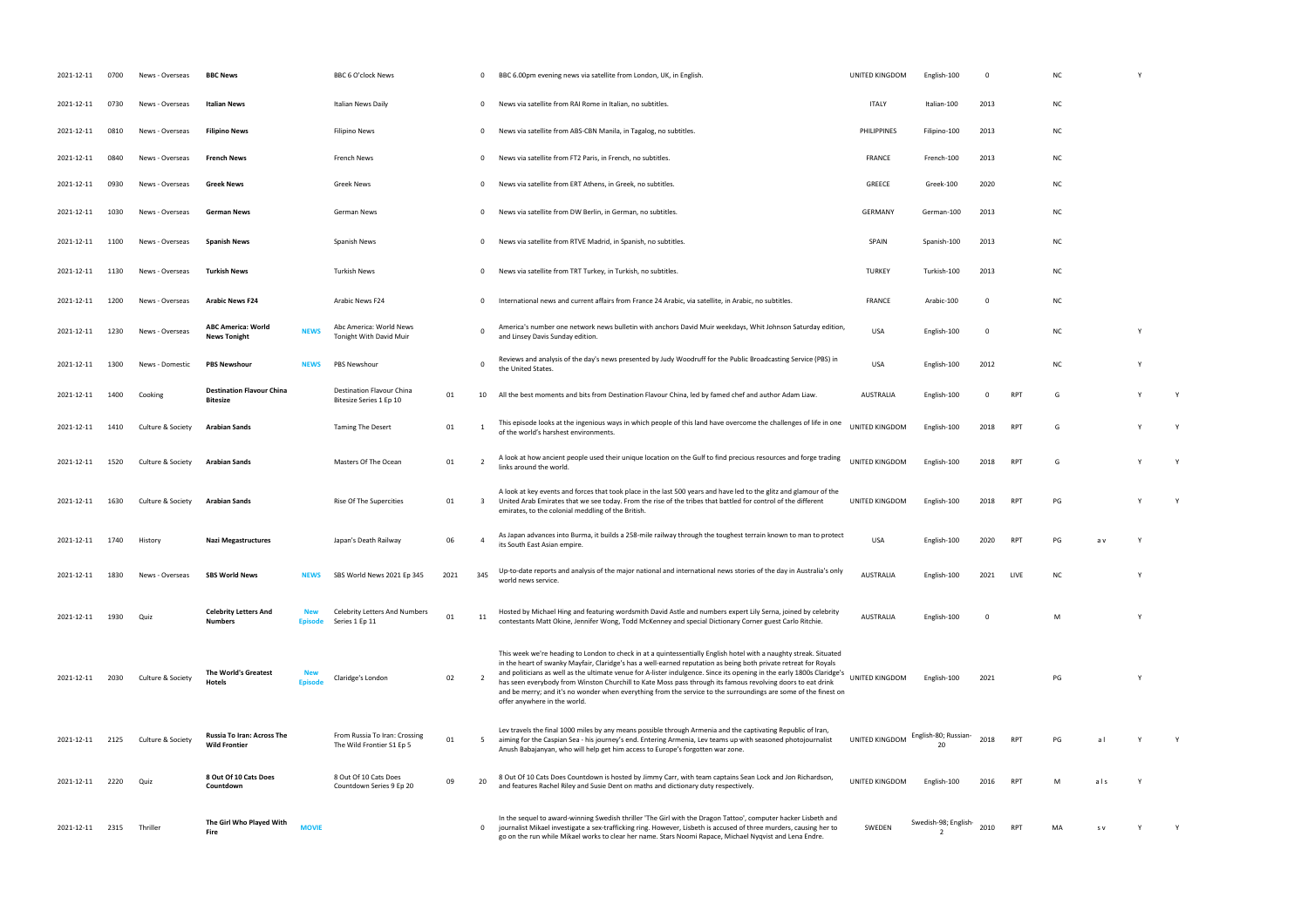| | | | | | | | | | | | | | | | | | | |
|---|---|---|---|---|---|---|---|---|---|---|---|---|---|---|---|---|---|---|
| 2021-12-11 | 0700 | News - Overseas | **BBC News** | | BBC 6 O'clock News | | 0 | BBC 6.00pm evening news via satellite from London, UK, in English. | UNITED KINGDOM | English-100 | 0 | | NC | | Y | |
| 2021-12-11 | 0730 | News - Overseas | **Italian News** | | Italian News Daily | | 0 | News via satellite from RAI Rome in Italian, no subtitles. | ITALY | Italian-100 | 2013 | | NC | | | |
| 2021-12-11 | 0810 | News - Overseas | **Filipino News** | | Filipino News | | 0 | News via satellite from ABS-CBN Manila, in Tagalog, no subtitles. | PHILIPPINES | Filipino-100 | 2013 | | NC | | | |
| 2021-12-11 | 0840 | News - Overseas | **French News** | | French News | | 0 | News via satellite from FT2 Paris, in French, no subtitles. | FRANCE | French-100 | 2013 | | NC | | | |
| 2021-12-11 | 0930 | News - Overseas | **Greek News** | | Greek News | | 0 | News via satellite from ERT Athens, in Greek, no subtitles. | GREECE | Greek-100 | 2020 | | NC | | | |
| 2021-12-11 | 1030 | News - Overseas | **German News** | | German News | | 0 | News via satellite from DW Berlin, in German, no subtitles. | GERMANY | German-100 | 2013 | | NC | | | |
| 2021-12-11 | 1100 | News - Overseas | **Spanish News** | | Spanish News | | 0 | News via satellite from RTVE Madrid, in Spanish, no subtitles. | SPAIN | Spanish-100 | 2013 | | NC | | | |
| 2021-12-11 | 1130 | News - Overseas | **Turkish News** | | Turkish News | | 0 | News via satellite from TRT Turkey, in Turkish, no subtitles. | TURKEY | Turkish-100 | 2013 | | NC | | | |
| 2021-12-11 | 1200 | News - Overseas | **Arabic News F24** | | Arabic News F24 | | 0 | International news and current affairs from France 24 Arabic, via satellite, in Arabic, no subtitles. | FRANCE | Arabic-100 | 0 | | NC | | | |
| 2021-12-11 | 1230 | News - Overseas | **ABC America: World News Tonight** | **NEWS** | Abc America: World News Tonight With David Muir | | 0 | America's number one network news bulletin with anchors David Muir weekdays, Whit Johnson Saturday edition, and Linsey Davis Sunday edition. | USA | English-100 | 0 | | NC | | Y | |
| 2021-12-11 | 1300 | News - Domestic | **PBS Newshour** | **NEWS** | PBS Newshour | | 0 | Reviews and analysis of the day's news presented by Judy Woodruff for the Public Broadcasting Service (PBS) in the United States. | USA | English-100 | 2012 | | NC | | Y | |
| 2021-12-11 | 1400 | Cooking | **Destination Flavour China Bitesize** | | Destination Flavour China Bitesize Series 1 Ep 10 | 01 | 10 | All the best moments and bits from Destination Flavour China, led by famed chef and author Adam Liaw. | AUSTRALIA | English-100 | 0 | RPT | G | | Y | Y |
| 2021-12-11 | 1410 | Culture & Society | **Arabian Sands** | | Taming The Desert | 01 | 1 | This episode looks at the ingenious ways in which people of this land have overcome the challenges of life in one of the world's harshest environments. | UNITED KINGDOM | English-100 | 2018 | RPT | G | | Y | Y |
| 2021-12-11 | 1520 | Culture & Society | **Arabian Sands** | | Masters Of The Ocean | 01 | 2 | A look at how ancient people used their unique location on the Gulf to find precious resources and forge trading links around the world. | UNITED KINGDOM | English-100 | 2018 | RPT | G | | Y | Y |
| 2021-12-11 | 1630 | Culture & Society | **Arabian Sands** | | Rise Of The Supercities | 01 | 3 | A look at key events and forces that took place in the last 500 years and have led to the glitz and glamour of the United Arab Emirates that we see today. From the rise of the tribes that battled for control of the different emirates, to the colonial meddling of the British. | UNITED KINGDOM | English-100 | 2018 | RPT | PG | | Y | Y |
| 2021-12-11 | 1740 | History | **Nazi Megastructures** | | Japan's Death Railway | 06 | 4 | As Japan advances into Burma, it builds a 258-mile railway through the toughest terrain known to man to protect its South East Asian empire. | USA | English-100 | 2020 | RPT | PG | a v | Y | |
| 2021-12-11 | 1830 | News - Overseas | **SBS World News** | **NEWS** | SBS World News 2021 Ep 345 | 2021 | 345 | Up-to-date reports and analysis of the major national and international news stories of the day in Australia's only world news service. | AUSTRALIA | English-100 | 2021 | LIVE | NC | | Y | |
| 2021-12-11 | 1930 | Quiz | **Celebrity Letters And Numbers** | **New Episode** | Celebrity Letters And Numbers Series 1 Ep 11 | 01 | 11 | Hosted by Michael Hing and featuring wordsmith David Astle and numbers expert Lily Serna, joined by celebrity contestants Matt Okine, Jennifer Wong, Todd McKenney and special Dictionary Corner guest Carlo Ritchie. | AUSTRALIA | English-100 | 0 | | M | | Y | |
| 2021-12-11 | 2030 | Culture & Society | **The World's Greatest Hotels** | **New Episode** | Claridge's London | 02 | 2 | This week we're heading to London to check in at a quintessentially English hotel with a naughty streak. Situated in the heart of swanky Mayfair, Claridge's has a well-earned reputation as being both private retreat for Royals and politicians as well as the ultimate venue for A-lister indulgence. Since its opening in the early 1800s Claridge's has seen everybody from Winston Churchill to Kate Moss pass through its famous revolving doors to eat drink and be merry; and it's no wonder when everything from the service to the surroundings are some of the finest on offer anywhere in the world. | UNITED KINGDOM | English-100 | 2021 | | PG | | Y | |
| 2021-12-11 | 2125 | Culture & Society | **Russia To Iran: Across The Wild Frontier** | | From Russia To Iran: Crossing The Wild Frontier S1 Ep 5 | 01 | 5 | Lev travels the final 1000 miles by any means possible through Armenia and the captivating Republic of Iran, aiming for the Caspian Sea - his journey's end. Entering Armenia, Lev teams up with seasoned photojournalist Anush Babajanyan, who will help get him access to Europe's forgotten war zone. | UNITED KINGDOM | English-80; Russian-20 | 2018 | RPT | PG | a l | Y | Y |
| 2021-12-11 | 2220 | Quiz | **8 Out Of 10 Cats Does Countdown** | | 8 Out Of 10 Cats Does Countdown Series 9 Ep 20 | 09 | 20 | 8 Out Of 10 Cats Does Countdown is hosted by Jimmy Carr, with team captains Sean Lock and Jon Richardson, and features Rachel Riley and Susie Dent on maths and dictionary duty respectively. | UNITED KINGDOM | English-100 | 2016 | RPT | M | a l s | Y | |
| 2021-12-11 | 2315 | Thriller | **The Girl Who Played With Fire** | **MOVIE** | | | 0 | In the sequel to award-winning Swedish thriller 'The Girl with the Dragon Tattoo', computer hacker Lisbeth and journalist Mikael investigate a sex-trafficking ring. However, Lisbeth is accused of three murders, causing her to go on the run while Mikael works to clear her name. Stars Noomi Rapace, Michael Nyqvist and Lena Endre. | SWEDEN | Swedish-98; English-2 | 2010 | RPT | MA | s v | Y | Y |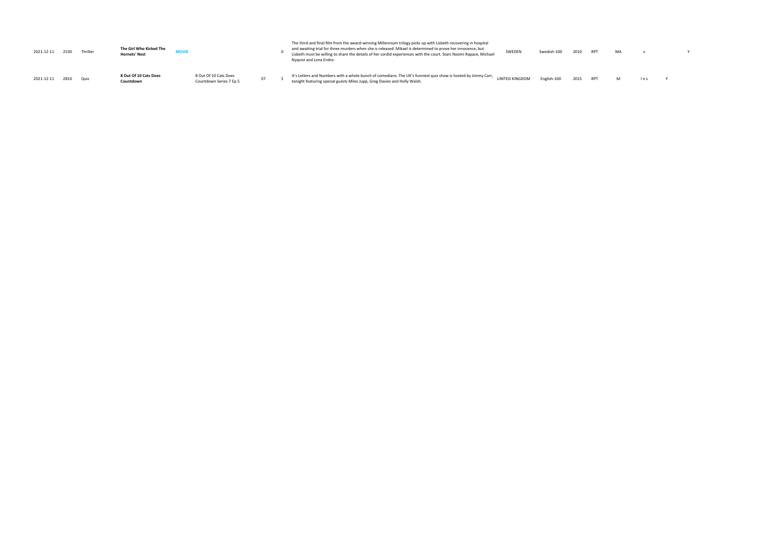| | | | | | | | | | | | | | | | | | |
|---|---|---|---|---|---|---|---|---|---|---|---|---|---|---|---|---|---|
| 2021-12-11 | 2530 | Thriller | **The Girl Who Kicked The Hornets' Nest** | MOVIE | | | 0 | The third and final film from the award-winning Millennium trilogy picks up with Lisbeth recovering in hospital and awaiting trial for three murders when she is released. Mikael is determined to prove her innocence, but Lisbeth must be willing to share the details of her sordid experiences with the court. Stars Noomi Rapace, Michael Nyqvist and Lena Endre. | SWEDEN | Swedish-100 | 2010 | RPT | MA | v | | | Y |
| 2021-12-11 | 2810 | Quiz | **8 Out Of 10 Cats Does Countdown** | | 8 Out Of 10 Cats Does Countdown Series 7 Ep 5 | 07 | 5 | It's Letters and Numbers with a whole bunch of comedians. The UK's funniest quiz show is hosted by Jimmy Carr, tonight featuring special guests Miles Jupp, Greg Davies and Holly Walsh. | UNITED KINGDOM | English-100 | 2015 | RPT | M | l n s | | Y | |